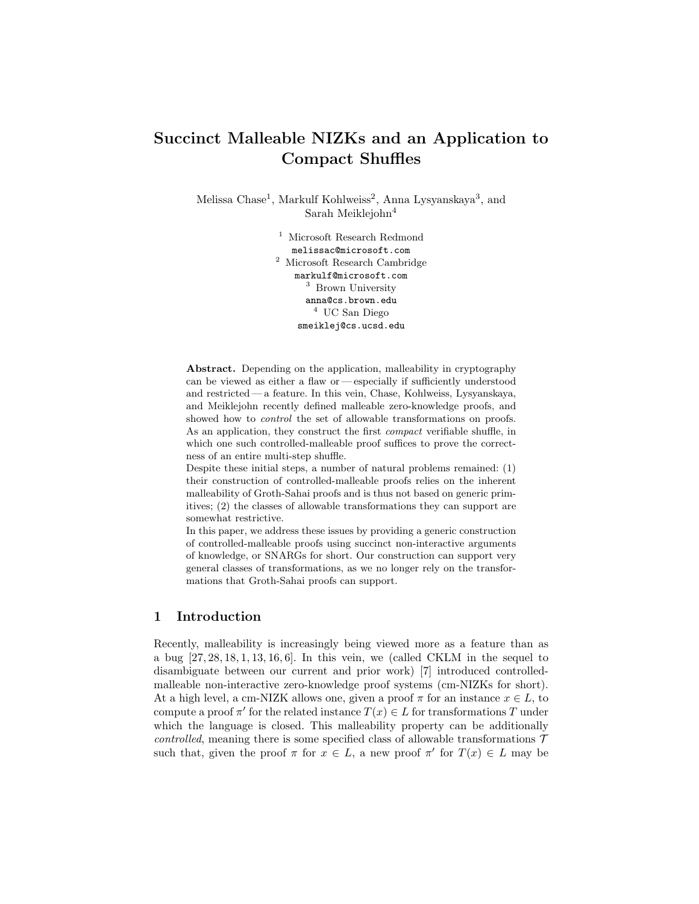# Succinct Malleable NIZKs and an Application to Compact Shuffles

Melissa Chase[1], Markulf Kohlweiss[2], Anna Lysyanskaya[3], and Sarah Meiklejohn[4]

[1] Microsoft Research Redmond  
melissac@microsoft.com  
[2] Microsoft Research Cambridge  
markulf@microsoft.com  
[3] Brown University  
anna@cs.brown.edu  
[4] UC San Diego  
smeiklej@cs.ucsd.edu

**Abstract.** Depending on the application, malleability in cryptography can be viewed as either a flaw or — especially if sufficiently understood and restricted — a feature. In this vein, Chase, Kohlweiss, Lysyanskaya, and Meiklejohn recently defined malleable zero-knowledge proofs, and showed how to *control* the set of allowable transformations on proofs. As an application, they construct the first *compact* verifiable shuffle, in which one such controlled-malleable proof suffices to prove the correctness of an entire multi-step shuffle.

Despite these initial steps, a number of natural problems remained: (1) their construction of controlled-malleable proofs relies on the inherent malleability of Groth-Sahai proofs and is thus not based on generic primitives; (2) the classes of allowable transformations they can support are somewhat restrictive.

In this paper, we address these issues by providing a generic construction of controlled-malleable proofs using succinct non-interactive arguments of knowledge, or SNARGs for short. Our construction can support very general classes of transformations, as we no longer rely on the transformations that Groth-Sahai proofs can support.

## 1 Introduction

Recently, malleability is increasingly being viewed more as a feature than as a bug [27, 28, 18, 1, 13, 16, 6]. In this vein, we (called CKLM in the sequel to disambiguate between our current and prior work) [7] introduced controlled-malleable non-interactive zero-knowledge proof systems (cm-NIZKs for short). At a high level, a cm-NIZK allows one, given a proof $\pi$ for an instance $x \in L$, to compute a proof $\pi'$ for the related instance $T(x) \in L$ for transformations $T$ under which the language is closed. This malleability property can be additionally *controlled*, meaning there is some specified class of allowable transformations $\mathcal{T}$ such that, given the proof $\pi$ for $x \in L$, a new proof $\pi'$ for $T(x) \in L$ may be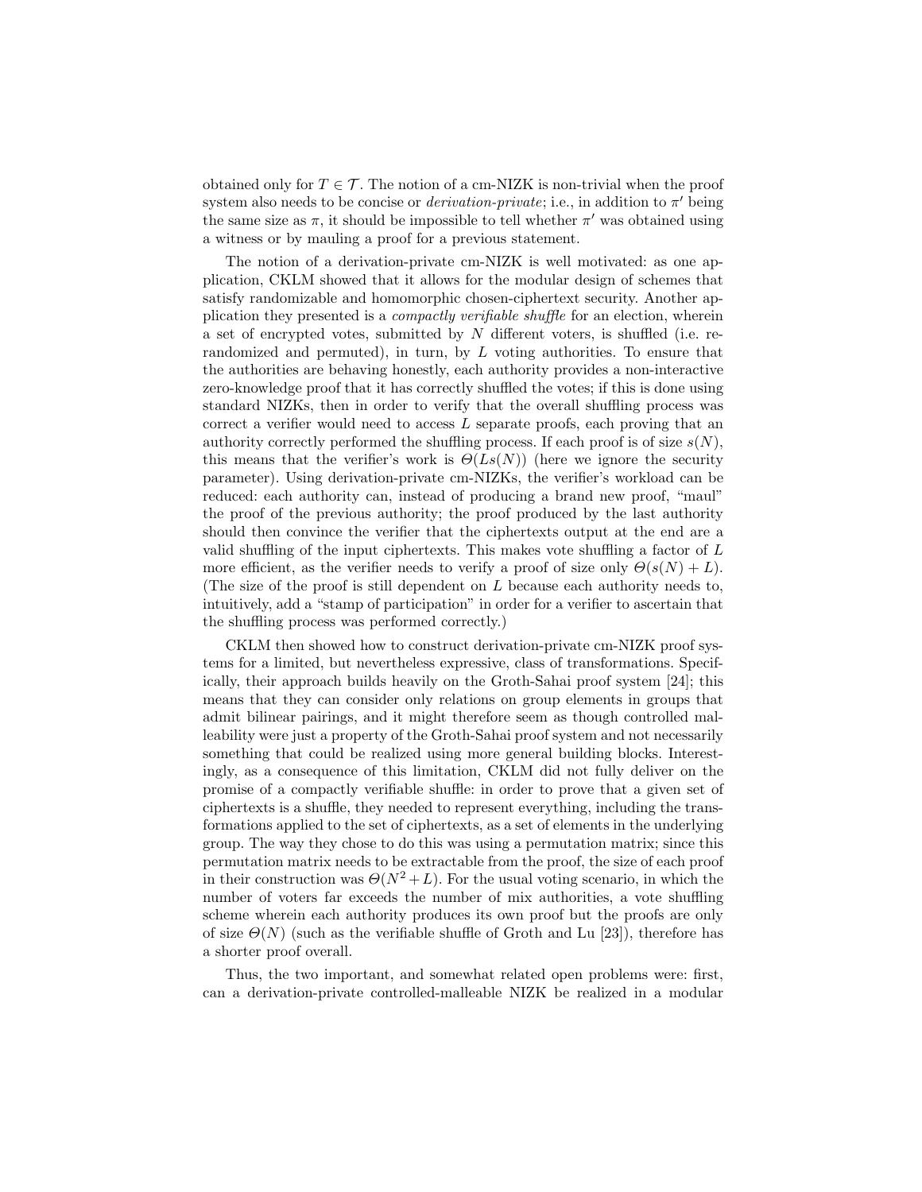obtained only for $T \in \mathcal{T}$. The notion of a cm-NIZK is non-trivial when the proof system also needs to be concise or *derivation-private*; i.e., in addition to $\pi'$ being the same size as $\pi$, it should be impossible to tell whether $\pi'$ was obtained using a witness or by mauling a proof for a previous statement.

The notion of a derivation-private cm-NIZK is well motivated: as one application, CKLM showed that it allows for the modular design of schemes that satisfy randomizable and homomorphic chosen-ciphertext security. Another application they presented is a *compactly verifiable shuffle* for an election, wherein a set of encrypted votes, submitted by $N$ different voters, is shuffled (i.e. rerandomized and permuted), in turn, by $L$ voting authorities. To ensure that the authorities are behaving honestly, each authority provides a non-interactive zero-knowledge proof that it has correctly shuffled the votes; if this is done using standard NIZKs, then in order to verify that the overall shuffling process was correct a verifier would need to access $L$ separate proofs, each proving that an authority correctly performed the shuffling process. If each proof is of size $s(N)$, this means that the verifier's work is $\Theta(Ls(N))$ (here we ignore the security parameter). Using derivation-private cm-NIZKs, the verifier's workload can be reduced: each authority can, instead of producing a brand new proof, "maul" the proof of the previous authority; the proof produced by the last authority should then convince the verifier that the ciphertexts output at the end are a valid shuffling of the input ciphertexts. This makes vote shuffling a factor of $L$ more efficient, as the verifier needs to verify a proof of size only $\Theta(s(N) + L)$. (The size of the proof is still dependent on $L$ because each authority needs to, intuitively, add a "stamp of participation" in order for a verifier to ascertain that the shuffling process was performed correctly.)

CKLM then showed how to construct derivation-private cm-NIZK proof systems for a limited, but nevertheless expressive, class of transformations. Specifically, their approach builds heavily on the Groth-Sahai proof system [24]; this means that they can consider only relations on group elements in groups that admit bilinear pairings, and it might therefore seem as though controlled malleability were just a property of the Groth-Sahai proof system and not necessarily something that could be realized using more general building blocks. Interestingly, as a consequence of this limitation, CKLM did not fully deliver on the promise of a compactly verifiable shuffle: in order to prove that a given set of ciphertexts is a shuffle, they needed to represent everything, including the transformations applied to the set of ciphertexts, as a set of elements in the underlying group. The way they chose to do this was using a permutation matrix; since this permutation matrix needs to be extractable from the proof, the size of each proof in their construction was $\Theta(N^2 + L)$. For the usual voting scenario, in which the number of voters far exceeds the number of mix authorities, a vote shuffling scheme wherein each authority produces its own proof but the proofs are only of size $\Theta(N)$ (such as the verifiable shuffle of Groth and Lu [23]), therefore has a shorter proof overall.

Thus, the two important, and somewhat related open problems were: first, can a derivation-private controlled-malleable NIZK be realized in a modular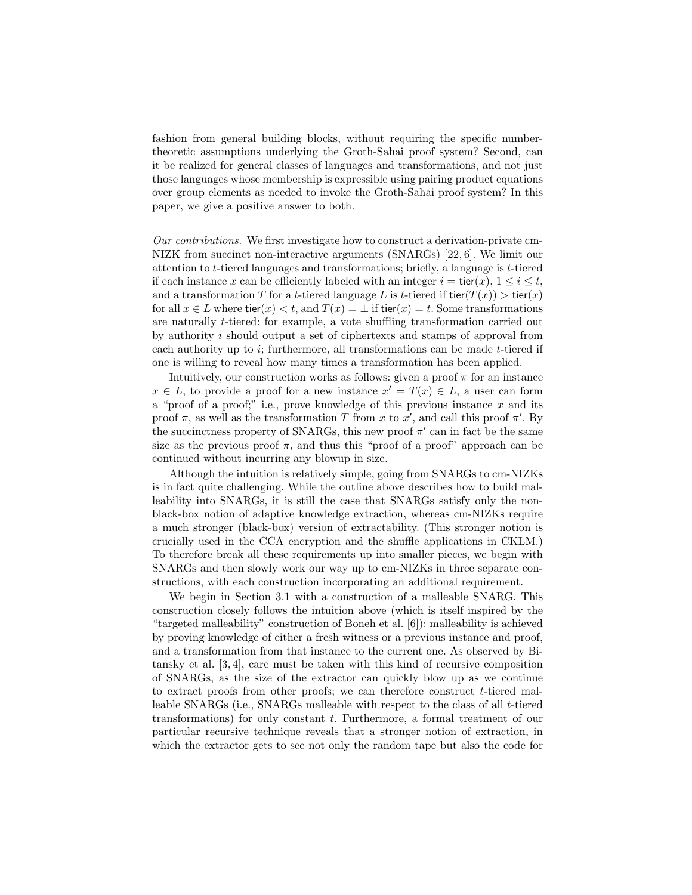fashion from general building blocks, without requiring the specific number-theoretic assumptions underlying the Groth-Sahai proof system? Second, can it be realized for general classes of languages and transformations, and not just those languages whose membership is expressible using pairing product equations over group elements as needed to invoke the Groth-Sahai proof system? In this paper, we give a positive answer to both.

*Our contributions.* We first investigate how to construct a derivation-private cm-NIZK from succinct non-interactive arguments (SNARGs) [22, 6]. We limit our attention to $t$-tiered languages and transformations; briefly, a language is $t$-tiered if each instance $x$ can be efficiently labeled with an integer $i = \mathsf{tier}(x)$, $1 \leq i \leq t$, and a transformation $T$ for a $t$-tiered language $L$ is $t$-tiered if $\mathsf{tier}(T(x)) > \mathsf{tier}(x)$ for all $x \in L$ where $\mathsf{tier}(x) < t$, and $T(x) = \bot$ if $\mathsf{tier}(x) = t$. Some transformations are naturally $t$-tiered: for example, a vote shuffling transformation carried out by authority $i$ should output a set of ciphertexts and stamps of approval from each authority up to $i$; furthermore, all transformations can be made $t$-tiered if one is willing to reveal how many times a transformation has been applied.

Intuitively, our construction works as follows: given a proof $\pi$ for an instance $x \in L$, to provide a proof for a new instance $x' = T(x) \in L$, a user can form a "proof of a proof;" i.e., prove knowledge of this previous instance $x$ and its proof $\pi$, as well as the transformation $T$ from $x$ to $x'$, and call this proof $\pi'$. By the succinctness property of SNARGs, this new proof $\pi'$ can in fact be the same size as the previous proof $\pi$, and thus this "proof of a proof" approach can be continued without incurring any blowup in size.

Although the intuition is relatively simple, going from SNARGs to cm-NIZKs is in fact quite challenging. While the outline above describes how to build malleability into SNARGs, it is still the case that SNARGs satisfy only the non-black-box notion of adaptive knowledge extraction, whereas cm-NIZKs require a much stronger (black-box) version of extractability. (This stronger notion is crucially used in the CCA encryption and the shuffle applications in CKLM.) To therefore break all these requirements up into smaller pieces, we begin with SNARGs and then slowly work our way up to cm-NIZKs in three separate constructions, with each construction incorporating an additional requirement.

We begin in Section 3.1 with a construction of a malleable SNARG. This construction closely follows the intuition above (which is itself inspired by the "targeted malleability" construction of Boneh et al. [6]): malleability is achieved by proving knowledge of either a fresh witness or a previous instance and proof, and a transformation from that instance to the current one. As observed by Bitansky et al. [3, 4], care must be taken with this kind of recursive composition of SNARGs, as the size of the extractor can quickly blow up as we continue to extract proofs from other proofs; we can therefore construct $t$-tiered malleable SNARGs (i.e., SNARGs malleable with respect to the class of all $t$-tiered transformations) for only constant $t$. Furthermore, a formal treatment of our particular recursive technique reveals that a stronger notion of extraction, in which the extractor gets to see not only the random tape but also the code for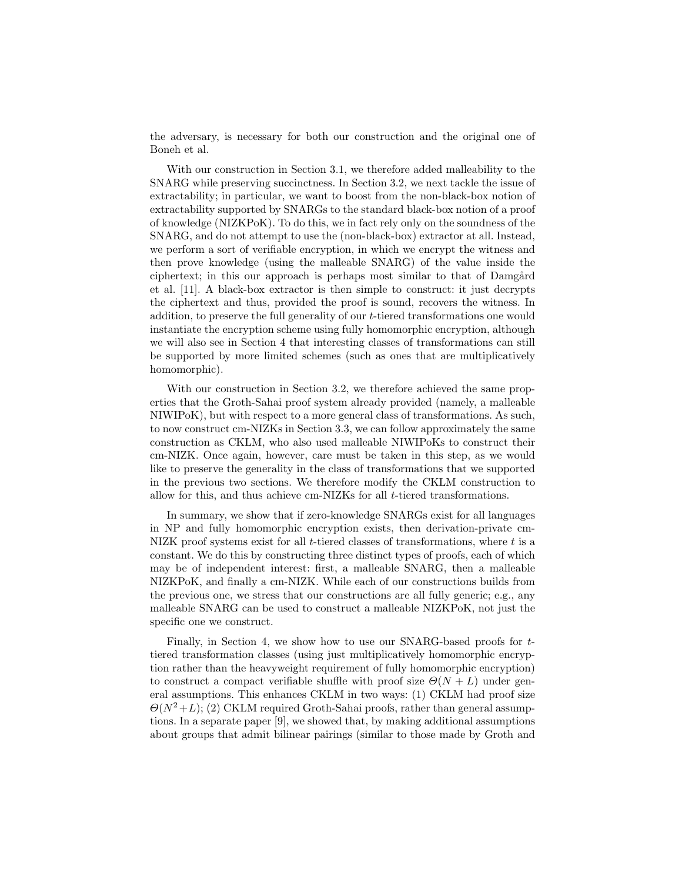the adversary, is necessary for both our construction and the original one of Boneh et al.

With our construction in Section 3.1, we therefore added malleability to the SNARG while preserving succinctness. In Section 3.2, we next tackle the issue of extractability; in particular, we want to boost from the non-black-box notion of extractability supported by SNARGs to the standard black-box notion of a proof of knowledge (NIZKPoK). To do this, we in fact rely only on the soundness of the SNARG, and do not attempt to use the (non-black-box) extractor at all. Instead, we perform a sort of verifiable encryption, in which we encrypt the witness and then prove knowledge (using the malleable SNARG) of the value inside the ciphertext; in this our approach is perhaps most similar to that of Damgård et al. [11]. A black-box extractor is then simple to construct: it just decrypts the ciphertext and thus, provided the proof is sound, recovers the witness. In addition, to preserve the full generality of our $t$-tiered transformations one would instantiate the encryption scheme using fully homomorphic encryption, although we will also see in Section 4 that interesting classes of transformations can still be supported by more limited schemes (such as ones that are multiplicatively homomorphic).

With our construction in Section 3.2, we therefore achieved the same properties that the Groth-Sahai proof system already provided (namely, a malleable NIWIPoK), but with respect to a more general class of transformations. As such, to now construct cm-NIZKs in Section 3.3, we can follow approximately the same construction as CKLM, who also used malleable NIWIPoKs to construct their cm-NIZK. Once again, however, care must be taken in this step, as we would like to preserve the generality in the class of transformations that we supported in the previous two sections. We therefore modify the CKLM construction to allow for this, and thus achieve cm-NIZKs for all $t$-tiered transformations.

In summary, we show that if zero-knowledge SNARGs exist for all languages in NP and fully homomorphic encryption exists, then derivation-private cm-NIZK proof systems exist for all $t$-tiered classes of transformations, where $t$ is a constant. We do this by constructing three distinct types of proofs, each of which may be of independent interest: first, a malleable SNARG, then a malleable NIZKPoK, and finally a cm-NIZK. While each of our constructions builds from the previous one, we stress that our constructions are all fully generic; e.g., any malleable SNARG can be used to construct a malleable NIZKPoK, not just the specific one we construct.

Finally, in Section 4, we show how to use our SNARG-based proofs for $t$-tiered transformation classes (using just multiplicatively homomorphic encryption rather than the heavyweight requirement of fully homomorphic encryption) to construct a compact verifiable shuffle with proof size $\Theta(N + L)$ under general assumptions. This enhances CKLM in two ways: (1) CKLM had proof size $\Theta(N^2 + L)$; (2) CKLM required Groth-Sahai proofs, rather than general assumptions. In a separate paper [9], we showed that, by making additional assumptions about groups that admit bilinear pairings (similar to those made by Groth and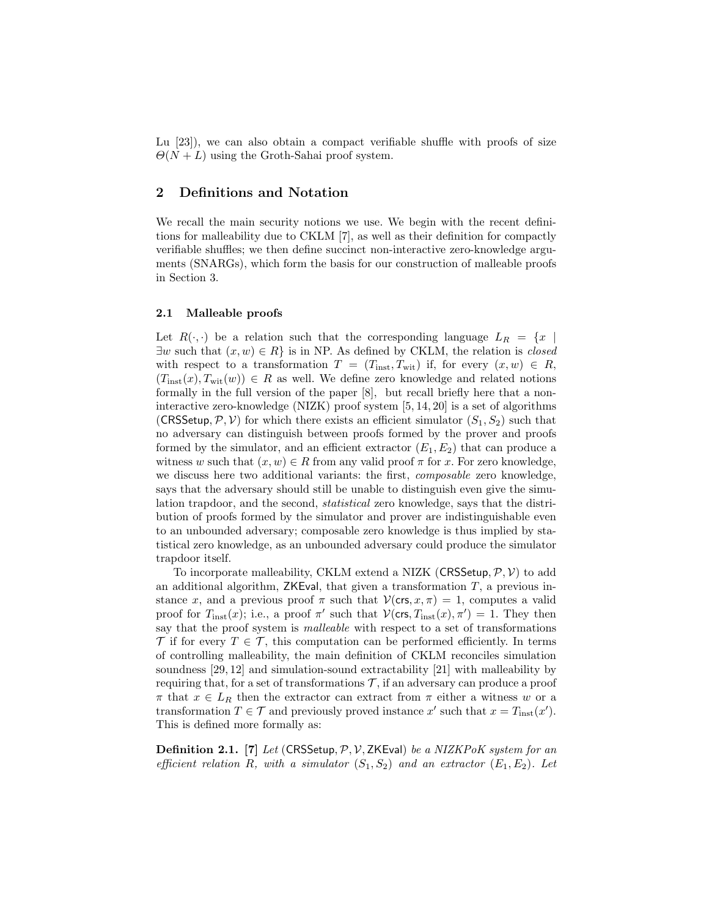Lu [23]), we can also obtain a compact verifiable shuffle with proofs of size $\Theta(N + L)$ using the Groth-Sahai proof system.

## 2 Definitions and Notation

We recall the main security notions we use. We begin with the recent definitions for malleability due to CKLM [7], as well as their definition for compactly verifiable shuffles; we then define succinct non-interactive zero-knowledge arguments (SNARGs), which form the basis for our construction of malleable proofs in Section 3.

### 2.1 Malleable proofs

Let $R(\cdot, \cdot)$ be a relation such that the corresponding language $L_R = \{x \mid \exists w \text{ such that } (x, w) \in R\}$ is in NP. As defined by CKLM, the relation is *closed* with respect to a transformation $T = (T_{\text{inst}}, T_{\text{wit}})$ if, for every $(x, w) \in R$, $(T_{\text{inst}}(x), T_{\text{wit}}(w)) \in R$ as well. We define zero knowledge and related notions formally in the full version of the paper [8], but recall briefly here that a non-interactive zero-knowledge (NIZK) proof system [5, 14, 20] is a set of algorithms $(\mathsf{CRSSetup}, \mathcal{P}, \mathcal{V})$ for which there exists an efficient simulator $(S_1, S_2)$ such that no adversary can distinguish between proofs formed by the prover and proofs formed by the simulator, and an efficient extractor $(E_1, E_2)$ that can produce a witness $w$ such that $(x, w) \in R$ from any valid proof $\pi$ for $x$. For zero knowledge, we discuss here two additional variants: the first, *composable* zero knowledge, says that the adversary should still be unable to distinguish even give the simulation trapdoor, and the second, *statistical* zero knowledge, says that the distribution of proofs formed by the simulator and prover are indistinguishable even to an unbounded adversary; composable zero knowledge is thus implied by statistical zero knowledge, as an unbounded adversary could produce the simulator trapdoor itself.

To incorporate malleability, CKLM extend a NIZK $(\mathsf{CRSSetup}, \mathcal{P}, \mathcal{V})$ to add an additional algorithm, $\mathsf{ZKEval}$, that given a transformation $T$, a previous instance $x$, and a previous proof $\pi$ such that $\mathcal{V}(\mathsf{crs}, x, \pi) = 1$, computes a valid proof for $T_{\text{inst}}(x)$; i.e., a proof $\pi'$ such that $\mathcal{V}(\mathsf{crs}, T_{\text{inst}}(x), \pi') = 1$. They then say that the proof system is *malleable* with respect to a set of transformations $\mathcal{T}$ if for every $T \in \mathcal{T}$, this computation can be performed efficiently. In terms of controlling malleability, the main definition of CKLM reconciles simulation soundness [29, 12] and simulation-sound extractability [21] with malleability by requiring that, for a set of transformations $\mathcal{T}$, if an adversary can produce a proof $\pi$ that $x \in L_R$ then the extractor can extract from $\pi$ either a witness $w$ or a transformation $T \in \mathcal{T}$ and previously proved instance $x'$ such that $x = T_{\text{inst}}(x')$. This is defined more formally as:

**Definition 2.1.** [7] *Let* $(\mathsf{CRSSetup}, \mathcal{P}, \mathcal{V}, \mathsf{ZKEval})$ *be a NIZKPoK system for an efficient relation* $R$*, with a simulator* $(S_1, S_2)$ *and an extractor* $(E_1, E_2)$*. Let*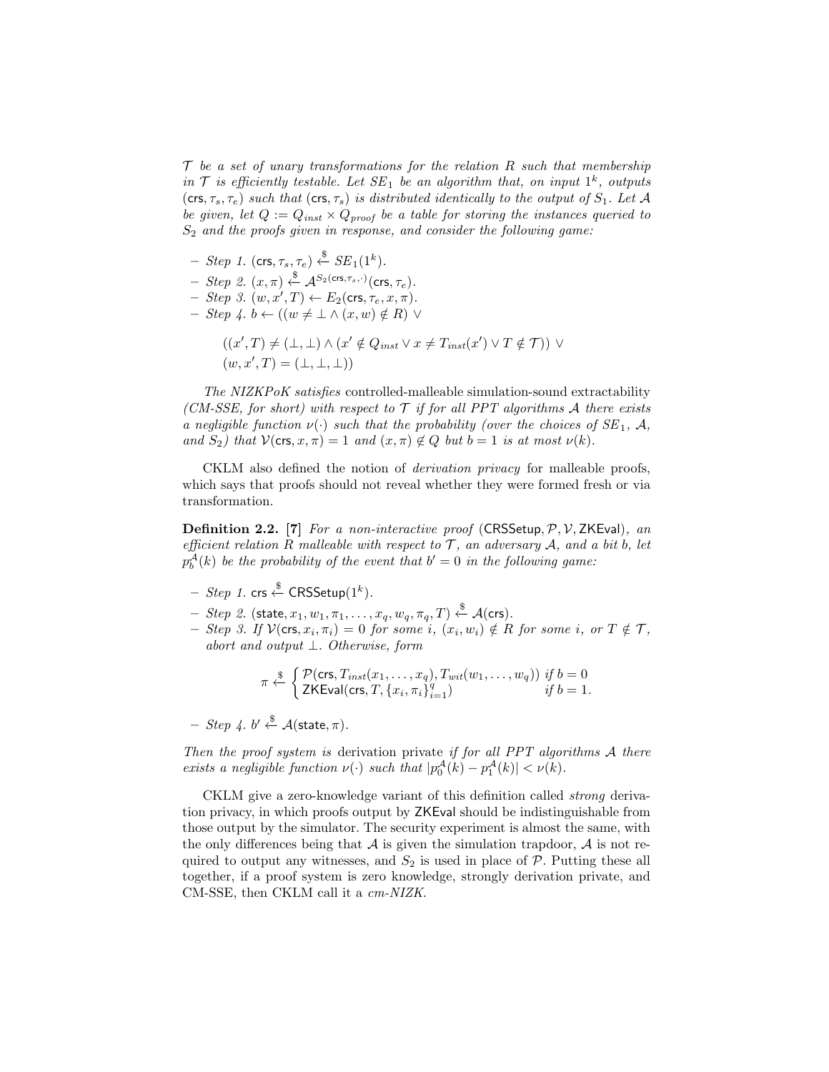$\mathcal{T}$ *be a set of unary transformations for the relation* $R$ *such that membership in* $\mathcal{T}$ *is efficiently testable. Let* $SE_1$ *be an algorithm that, on input* $1^k$*, outputs* $(\mathsf{crs}, \tau_s, \tau_e)$ *such that* $(\mathsf{crs}, \tau_s)$ *is distributed identically to the output of* $S_1$*. Let* $\mathcal{A}$ *be given, let* $Q := Q_{inst} \times Q_{proof}$ *be a table for storing the instances queried to* $S_2$ *and the proofs given in response, and consider the following game:*

- *Step 1.* $(\mathsf{crs}, \tau_s, \tau_e) \xleftarrow{\$} SE_1(1^k)$.
- *Step 2.* $(x, \pi) \xleftarrow{\$} \mathcal{A}^{S_2(\mathsf{crs}, \tau_s, \cdot)}(\mathsf{crs}, \tau_e)$.
- *Step 3.* $(w, x', T) \leftarrow E_2(\mathsf{crs}, \tau_e, x, \pi)$.
- *Step 4.* $b \leftarrow ((w \neq \bot \wedge (x, w) \notin R) \vee$

$$((x', T) \neq (\bot, \bot) \wedge (x' \notin Q_{inst} \vee x \neq T_{inst}(x') \vee T \notin \mathcal{T})) \vee$$
$$(w, x', T) = (\bot, \bot, \bot))$$

*The NIZKPoK satisfies* controlled-malleable simulation-sound extractability *(CM-SSE, for short) with respect to* $\mathcal{T}$ *if for all PPT algorithms* $\mathcal{A}$ *there exists a negligible function* $\nu(\cdot)$ *such that the probability (over the choices of* $SE_1$*,* $\mathcal{A}$*, and* $S_2$*) that* $\mathcal{V}(\mathsf{crs}, x, \pi) = 1$ *and* $(x, \pi) \notin Q$ *but* $b = 1$ *is at most* $\nu(k)$*.*

CKLM also defined the notion of *derivation privacy* for malleable proofs, which says that proofs should not reveal whether they were formed fresh or via transformation.

**Definition 2.2.** **[7]** *For a non-interactive proof* $(\mathsf{CRSSetup}, \mathcal{P}, \mathcal{V}, \mathsf{ZKEval})$*, an efficient relation* $R$ *malleable with respect to* $\mathcal{T}$*, an adversary* $\mathcal{A}$*, and a bit* $b$*, let* $p_b^{\mathcal{A}}(k)$ *be the probability of the event that* $b' = 0$ *in the following game:*

- *Step 1.* $\mathsf{crs} \xleftarrow{\$} \mathsf{CRSSetup}(1^k)$.
- *Step 2.* $(\mathsf{state}, x_1, w_1, \pi_1, \ldots, x_q, w_q, \pi_q, T) \xleftarrow{\$} \mathcal{A}(\mathsf{crs})$.
- *Step 3. If* $\mathcal{V}(\mathsf{crs}, x_i, \pi_i) = 0$ *for some* $i$*,* $(x_i, w_i) \notin R$ *for some* $i$*, or* $T \notin \mathcal{T}$*, abort and output* $\bot$*. Otherwise, form*

$$\pi \xleftarrow{\$} \begin{cases} \mathcal{P}(\mathsf{crs}, T_{inst}(x_1, \ldots, x_q), T_{wit}(w_1, \ldots, w_q)) & \text{if } b = 0 \\ \mathsf{ZKEval}(\mathsf{crs}, T, \{x_i, \pi_i\}_{i=1}^q) & \text{if } b = 1. \end{cases}$$

- *Step 4.* $b' \xleftarrow{\$} \mathcal{A}(\mathsf{state}, \pi)$.

*Then the proof system is* derivation private *if for all PPT algorithms* $\mathcal{A}$ *there exists a negligible function* $\nu(\cdot)$ *such that* $|p_0^{\mathcal{A}}(k) - p_1^{\mathcal{A}}(k)| < \nu(k)$*.*

CKLM give a zero-knowledge variant of this definition called *strong* derivation privacy, in which proofs output by $\mathsf{ZKEval}$ should be indistinguishable from those output by the simulator. The security experiment is almost the same, with the only differences being that $\mathcal{A}$ is given the simulation trapdoor, $\mathcal{A}$ is not required to output any witnesses, and $S_2$ is used in place of $\mathcal{P}$. Putting these all together, if a proof system is zero knowledge, strongly derivation private, and CM-SSE, then CKLM call it a *cm-NIZK*.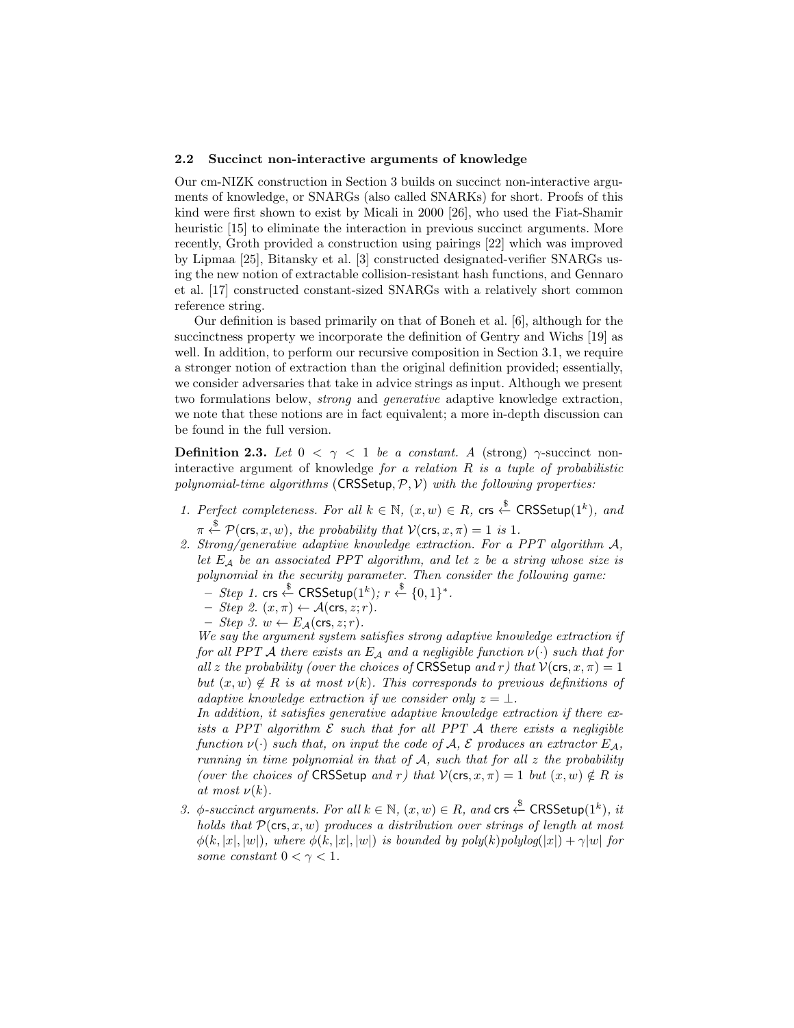### 2.2 Succinct non-interactive arguments of knowledge

Our cm-NIZK construction in Section 3 builds on succinct non-interactive arguments of knowledge, or SNARGs (also called SNARKs) for short. Proofs of this kind were first shown to exist by Micali in 2000 [26], who used the Fiat-Shamir heuristic [15] to eliminate the interaction in previous succinct arguments. More recently, Groth provided a construction using pairings [22] which was improved by Lipmaa [25], Bitansky et al. [3] constructed designated-verifier SNARGs using the new notion of extractable collision-resistant hash functions, and Gennaro et al. [17] constructed constant-sized SNARGs with a relatively short common reference string.

Our definition is based primarily on that of Boneh et al. [6], although for the succinctness property we incorporate the definition of Gentry and Wichs [19] as well. In addition, to perform our recursive composition in Section 3.1, we require a stronger notion of extraction than the original definition provided; essentially, we consider adversaries that take in advice strings as input. Although we present two formulations below, *strong* and *generative* adaptive knowledge extraction, we note that these notions are in fact equivalent; a more in-depth discussion can be found in the full version.

**Definition 2.3.** *Let $0 < \gamma < 1$ be a constant. A* (strong) $\gamma$-succinct non-interactive argument of knowledge *for a relation $R$ is a tuple of probabilistic polynomial-time algorithms* $(\mathsf{CRSSetup}, \mathcal{P}, \mathcal{V})$ *with the following properties:*

1. *Perfect completeness. For all $k \in \mathbb{N}$, $(x, w) \in R$, $\mathsf{crs} \xleftarrow{\$} \mathsf{CRSSetup}(1^k)$, and $\pi \xleftarrow{\$} \mathcal{P}(\mathsf{crs}, x, w)$, the probability that $\mathcal{V}(\mathsf{crs}, x, \pi) = 1$ is 1.*
2. *Strong/generative adaptive knowledge extraction. For a PPT algorithm $\mathcal{A}$, let $E_{\mathcal{A}}$ be an associated PPT algorithm, and let $z$ be a string whose size is polynomial in the security parameter. Then consider the following game:*
   - *Step 1.* $\mathsf{crs} \xleftarrow{\$} \mathsf{CRSSetup}(1^k)$*;* $r \xleftarrow{\$} \{0,1\}^*$.
   - *Step 2.* $(x, \pi) \leftarrow \mathcal{A}(\mathsf{crs}, z; r)$.
   - *Step 3.* $w \leftarrow E_{\mathcal{A}}(\mathsf{crs}, z; r)$.

   *We say the argument system satisfies strong adaptive knowledge extraction if for all PPT $\mathcal{A}$ there exists an $E_{\mathcal{A}}$ and a negligible function $\nu(\cdot)$ such that for all $z$ the probability (over the choices of* $\mathsf{CRSSetup}$ *and $r$) that $\mathcal{V}(\mathsf{crs}, x, \pi) = 1$ but $(x, w) \notin R$ is at most $\nu(k)$. This corresponds to previous definitions of adaptive knowledge extraction if we consider only $z = \perp$.*

   *In addition, it satisfies generative adaptive knowledge extraction if there exists a PPT algorithm $\mathcal{E}$ such that for all PPT $\mathcal{A}$ there exists a negligible function $\nu(\cdot)$ such that, on input the code of $\mathcal{A}$, $\mathcal{E}$ produces an extractor $E_{\mathcal{A}}$, running in time polynomial in that of $\mathcal{A}$, such that for all $z$ the probability (over the choices of* $\mathsf{CRSSetup}$ *and $r$) that $\mathcal{V}(\mathsf{crs}, x, \pi) = 1$ but $(x, w) \notin R$ is at most $\nu(k)$.*
3. *$\phi$-succinct arguments. For all $k \in \mathbb{N}$, $(x, w) \in R$, and $\mathsf{crs} \xleftarrow{\$} \mathsf{CRSSetup}(1^k)$, it holds that $\mathcal{P}(\mathsf{crs}, x, w)$ produces a distribution over strings of length at most $\phi(k, |x|, |w|)$, where $\phi(k, |x|, |w|)$ is bounded by $poly(k) polylog(|x|) + \gamma|w|$ for some constant $0 < \gamma < 1$.*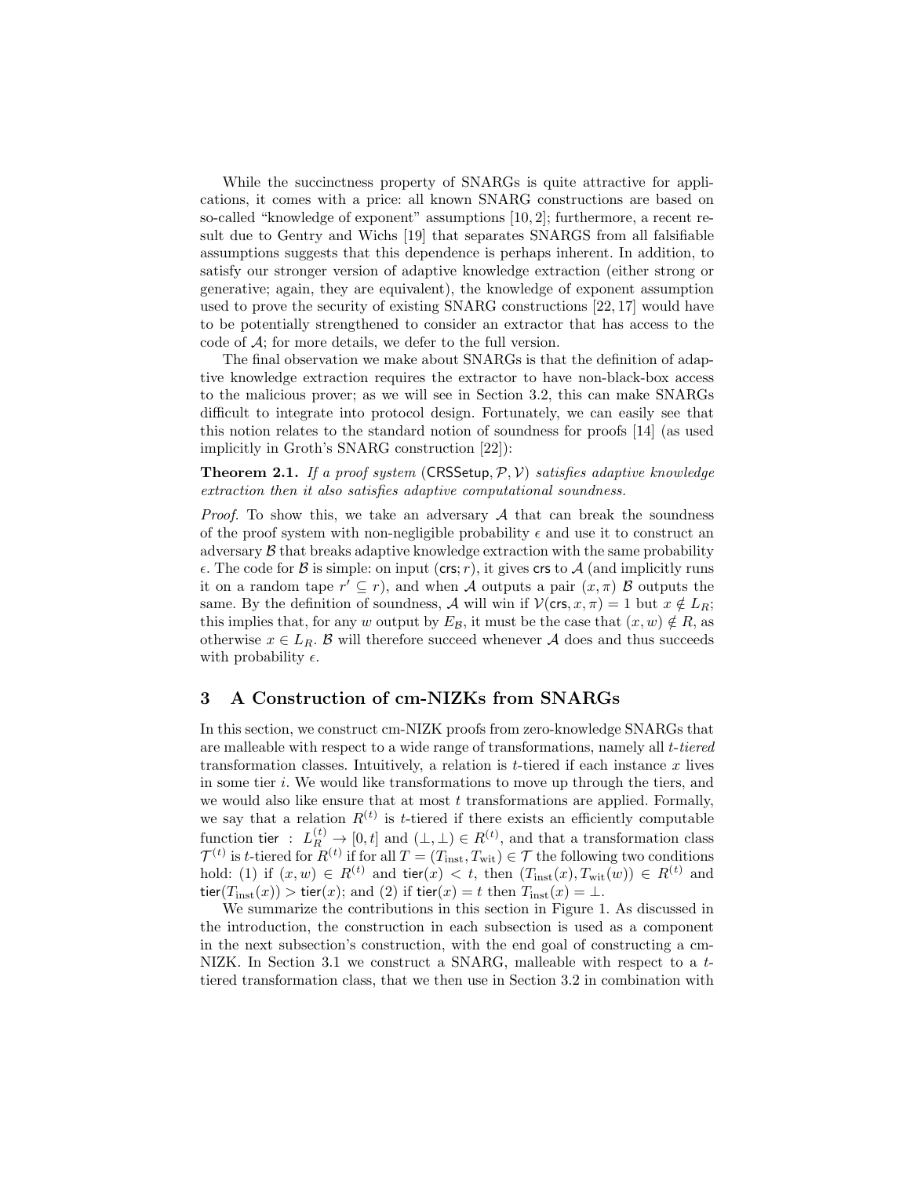While the succinctness property of SNARGs is quite attractive for applications, it comes with a price: all known SNARG constructions are based on so-called "knowledge of exponent" assumptions [10, 2]; furthermore, a recent result due to Gentry and Wichs [19] that separates SNARGS from all falsifiable assumptions suggests that this dependence is perhaps inherent. In addition, to satisfy our stronger version of adaptive knowledge extraction (either strong or generative; again, they are equivalent), the knowledge of exponent assumption used to prove the security of existing SNARG constructions [22, 17] would have to be potentially strengthened to consider an extractor that has access to the code of $\mathcal{A}$; for more details, we defer to the full version.

The final observation we make about SNARGs is that the definition of adaptive knowledge extraction requires the extractor to have non-black-box access to the malicious prover; as we will see in Section 3.2, this can make SNARGs difficult to integrate into protocol design. Fortunately, we can easily see that this notion relates to the standard notion of soundness for proofs [14] (as used implicitly in Groth's SNARG construction [22]):

**Theorem 2.1.** *If a proof system* $(\mathsf{CRSSetup}, \mathcal{P}, \mathcal{V})$ *satisfies adaptive knowledge extraction then it also satisfies adaptive computational soundness.*

*Proof.* To show this, we take an adversary $\mathcal{A}$ that can break the soundness of the proof system with non-negligible probability $\epsilon$ and use it to construct an adversary $\mathcal{B}$ that breaks adaptive knowledge extraction with the same probability $\epsilon$. The code for $\mathcal{B}$ is simple: on input $(\mathsf{crs}; r)$, it gives $\mathsf{crs}$ to $\mathcal{A}$ (and implicitly runs it on a random tape $r' \subseteq r$), and when $\mathcal{A}$ outputs a pair $(x, \pi)$ $\mathcal{B}$ outputs the same. By the definition of soundness, $\mathcal{A}$ will win if $\mathcal{V}(\mathsf{crs}, x, \pi) = 1$ but $x \notin L_R$; this implies that, for any $w$ output by $E_{\mathcal{B}}$, it must be the case that $(x, w) \notin R$, as otherwise $x \in L_R$. $\mathcal{B}$ will therefore succeed whenever $\mathcal{A}$ does and thus succeeds with probability $\epsilon$.

## 3 A Construction of cm-NIZKs from SNARGs

In this section, we construct cm-NIZK proofs from zero-knowledge SNARGs that are malleable with respect to a wide range of transformations, namely all *t-tiered* transformation classes. Intuitively, a relation is $t$-tiered if each instance $x$ lives in some tier $i$. We would like transformations to move up through the tiers, and we would also like ensure that at most $t$ transformations are applied. Formally, we say that a relation $R^{(t)}$ is $t$-tiered if there exists an efficiently computable function $\mathsf{tier} : L_R^{(t)} \to [0, t]$ and $(\bot, \bot) \in R^{(t)}$, and that a transformation class $\mathcal{T}^{(t)}$ is $t$-tiered for $R^{(t)}$ if for all $T = (T_{\text{inst}}, T_{\text{wit}}) \in \mathcal{T}$ the following two conditions hold: (1) if $(x, w) \in R^{(t)}$ and $\mathsf{tier}(x) < t$, then $(T_{\text{inst}}(x), T_{\text{wit}}(w)) \in R^{(t)}$ and $\mathsf{tier}(T_{\text{inst}}(x)) > \mathsf{tier}(x)$; and (2) if $\mathsf{tier}(x) = t$ then $T_{\text{inst}}(x) = \bot$.

We summarize the contributions in this section in Figure 1. As discussed in the introduction, the construction in each subsection is used as a component in the next subsection's construction, with the end goal of constructing a cm-NIZK. In Section 3.1 we construct a SNARG, malleable with respect to a $t$-tiered transformation class, that we then use in Section 3.2 in combination with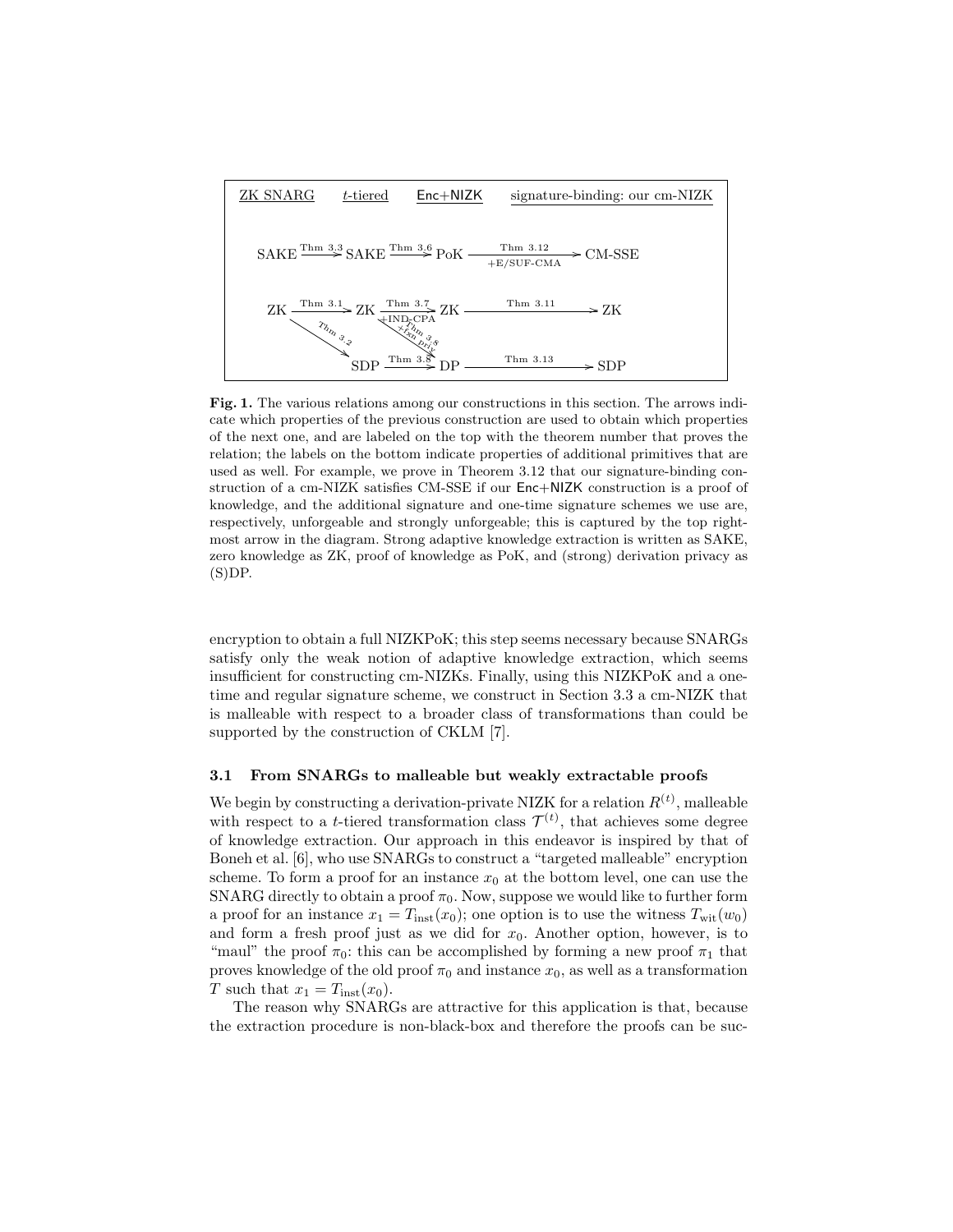| ZK SNARG | $t$-tiered | Enc+NIZK | signature-binding: our cm-NIZK |
|---|---|---|---|
| SAKE $\xrightarrow{\text{Thm 3.3}}$ | SAKE $\xrightarrow{\text{Thm 3.6}}$ | PoK $\xrightarrow[\text{+E/SUF-CMA}]{\text{Thm 3.12}}$ | CM-SSE |
| ZK $\xrightarrow{\text{Thm 3.1}}$ | ZK $\xrightarrow[\text{+IND-CPA}]{\text{Thm 3.7}}$ | ZK $\xrightarrow{\text{Thm 3.11}}$ | ZK |
| | SDP $\xrightarrow{\text{Thm 3.8}}$ | DP $\xrightarrow{\text{Thm 3.13}}$ | SDP |

(Diagonal arrows: ZK (ZK SNARG) $\xrightarrow{\text{Thm 3.2}}$ SDP; ZK ($t$-tiered) $\xrightarrow[\text{+fxn priv}]{\text{Thm 3.8}}$ DP.)

**Fig. 1.** The various relations among our constructions in this section. The arrows indicate which properties of the previous construction are used to obtain which properties of the next one, and are labeled on the top with the theorem number that proves the relation; the labels on the bottom indicate properties of additional primitives that are used as well. For example, we prove in Theorem 3.12 that our signature-binding construction of a cm-NIZK satisfies CM-SSE if our Enc+NIZK construction is a proof of knowledge, and the additional signature and one-time signature schemes we use are, respectively, unforgeable and strongly unforgeable; this is captured by the top rightmost arrow in the diagram. Strong adaptive knowledge extraction is written as SAKE, zero knowledge as ZK, proof of knowledge as PoK, and (strong) derivation privacy as (S)DP.

encryption to obtain a full NIZKPoK; this step seems necessary because SNARGs satisfy only the weak notion of adaptive knowledge extraction, which seems insufficient for constructing cm-NIZKs. Finally, using this NIZKPoK and a one-time and regular signature scheme, we construct in Section 3.3 a cm-NIZK that is malleable with respect to a broader class of transformations than could be supported by the construction of CKLM [7].

### 3.1 From SNARGs to malleable but weakly extractable proofs

We begin by constructing a derivation-private NIZK for a relation $R^{(t)}$, malleable with respect to a $t$-tiered transformation class $\mathcal{T}^{(t)}$, that achieves some degree of knowledge extraction. Our approach in this endeavor is inspired by that of Boneh et al. [6], who use SNARGs to construct a "targeted malleable" encryption scheme. To form a proof for an instance $x_0$ at the bottom level, one can use the SNARG directly to obtain a proof $\pi_0$. Now, suppose we would like to further form a proof for an instance $x_1 = T_{\text{inst}}(x_0)$; one option is to use the witness $T_{\text{wit}}(w_0)$ and form a fresh proof just as we did for $x_0$. Another option, however, is to "maul" the proof $\pi_0$: this can be accomplished by forming a new proof $\pi_1$ that proves knowledge of the old proof $\pi_0$ and instance $x_0$, as well as a transformation $T$ such that $x_1 = T_{\text{inst}}(x_0)$.

The reason why SNARGs are attractive for this application is that, because the extraction procedure is non-black-box and therefore the proofs can be suc-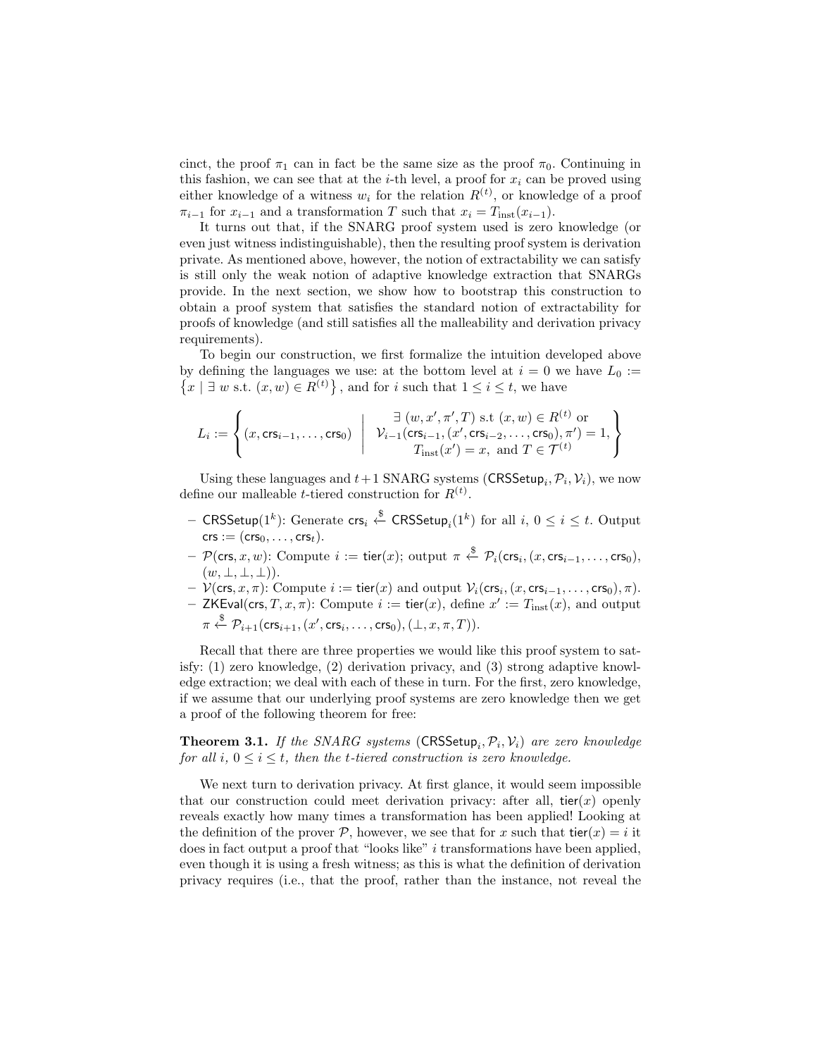cinct, the proof $\pi_1$ can in fact be the same size as the proof $\pi_0$. Continuing in this fashion, we can see that at the $i$-th level, a proof for $x_i$ can be proved using either knowledge of a witness $w_i$ for the relation $R^{(t)}$, or knowledge of a proof $\pi_{i-1}$ for $x_{i-1}$ and a transformation $T$ such that $x_i = T_{\text{inst}}(x_{i-1})$.

It turns out that, if the SNARG proof system used is zero knowledge (or even just witness indistinguishable), then the resulting proof system is derivation private. As mentioned above, however, the notion of extractability we can satisfy is still only the weak notion of adaptive knowledge extraction that SNARGs provide. In the next section, we show how to bootstrap this construction to obtain a proof system that satisfies the standard notion of extractability for proofs of knowledge (and still satisfies all the malleability and derivation privacy requirements).

To begin our construction, we first formalize the intuition developed above by defining the languages we use: at the bottom level at $i = 0$ we have $L_0 := \left\{x \mid \exists\, w \text{ s.t. } (x, w) \in R^{(t)}\right\}$, and for $i$ such that $1 \le i \le t$, we have

$$L_i := \left\{ (x, \mathsf{crs}_{i-1}, \ldots, \mathsf{crs}_0) \;\middle|\; \begin{array}{c} \exists\ (w, x', \pi', T) \text{ s.t } (x, w) \in R^{(t)} \text{ or} \\ \mathcal{V}_{i-1}(\mathsf{crs}_{i-1}, (x', \mathsf{crs}_{i-2}, \ldots, \mathsf{crs}_0), \pi') = 1, \\ T_{\text{inst}}(x') = x, \text{ and } T \in \mathcal{T}^{(t)} \end{array} \right\}$$

Using these languages and $t+1$ SNARG systems $(\mathsf{CRSSetup}_i, \mathcal{P}_i, \mathcal{V}_i)$, we now define our malleable $t$-tiered construction for $R^{(t)}$.

- $\mathsf{CRSSetup}(1^k)$: Generate $\mathsf{crs}_i \xleftarrow{\$} \mathsf{CRSSetup}_i(1^k)$ for all $i$, $0 \le i \le t$. Output $\mathsf{crs} := (\mathsf{crs}_0, \ldots, \mathsf{crs}_t)$.
- $\mathcal{P}(\mathsf{crs}, x, w)$: Compute $i := \mathsf{tier}(x)$; output $\pi \xleftarrow{\$} \mathcal{P}_i(\mathsf{crs}_i, (x, \mathsf{crs}_{i-1}, \ldots, \mathsf{crs}_0), (w, \perp, \perp, \perp))$.
- $\mathcal{V}(\mathsf{crs}, x, \pi)$: Compute $i := \mathsf{tier}(x)$ and output $\mathcal{V}_i(\mathsf{crs}_i, (x, \mathsf{crs}_{i-1}, \ldots, \mathsf{crs}_0), \pi)$.
- $\mathsf{ZKEval}(\mathsf{crs}, T, x, \pi)$: Compute $i := \mathsf{tier}(x)$, define $x' := T_{\text{inst}}(x)$, and output $\pi \xleftarrow{\$} \mathcal{P}_{i+1}(\mathsf{crs}_{i+1}, (x', \mathsf{crs}_i, \ldots, \mathsf{crs}_0), (\perp, x, \pi, T))$.

Recall that there are three properties we would like this proof system to satisfy: (1) zero knowledge, (2) derivation privacy, and (3) strong adaptive knowledge extraction; we deal with each of these in turn. For the first, zero knowledge, if we assume that our underlying proof systems are zero knowledge then we get a proof of the following theorem for free:

**Theorem 3.1.** *If the SNARG systems $(\mathsf{CRSSetup}_i, \mathcal{P}_i, \mathcal{V}_i)$ are zero knowledge for all $i$, $0 \le i \le t$, then the $t$-tiered construction is zero knowledge.*

We next turn to derivation privacy. At first glance, it would seem impossible that our construction could meet derivation privacy: after all, $\mathsf{tier}(x)$ openly reveals exactly how many times a transformation has been applied! Looking at the definition of the prover $\mathcal{P}$, however, we see that for $x$ such that $\mathsf{tier}(x) = i$ it does in fact output a proof that "looks like" $i$ transformations have been applied, even though it is using a fresh witness; as this is what the definition of derivation privacy requires (i.e., that the proof, rather than the instance, not reveal the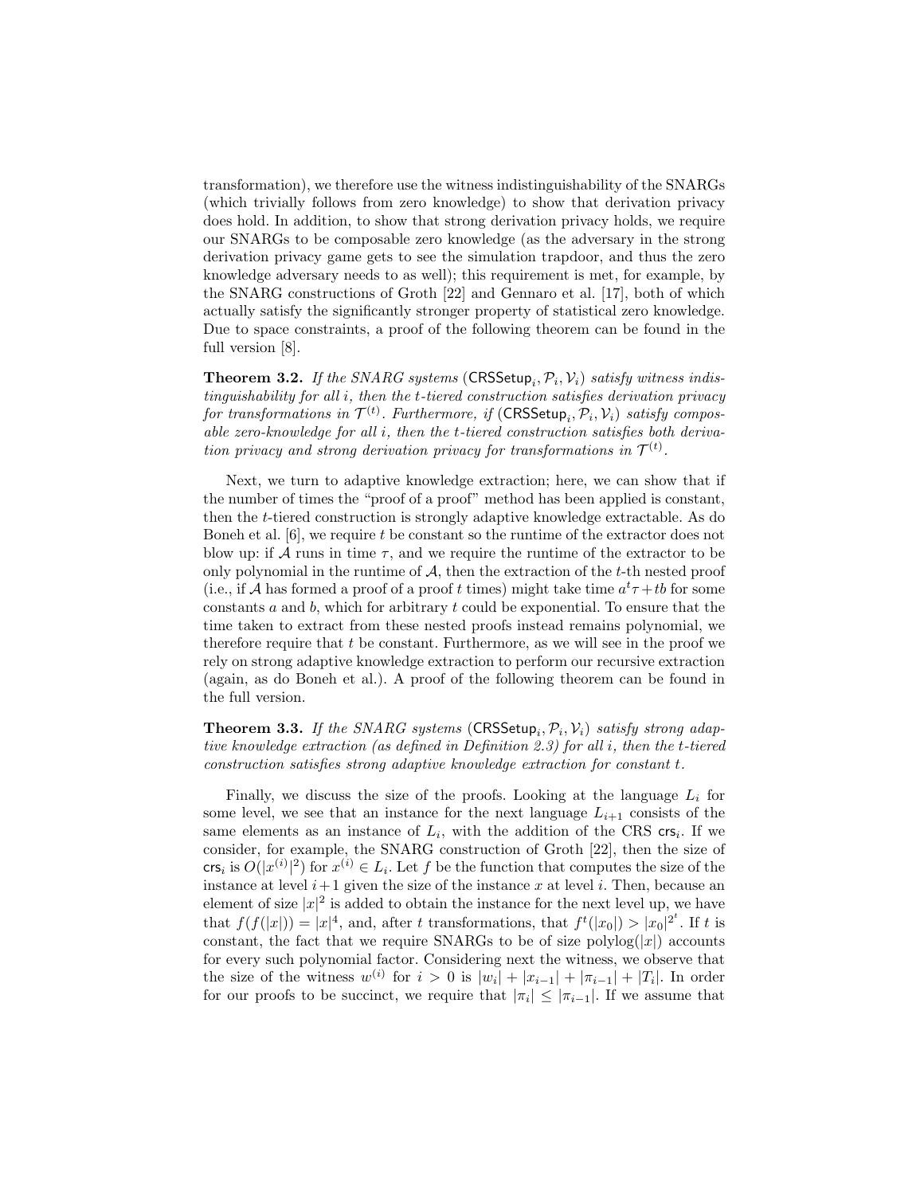transformation), we therefore use the witness indistinguishability of the SNARGs (which trivially follows from zero knowledge) to show that derivation privacy does hold. In addition, to show that strong derivation privacy holds, we require our SNARGs to be composable zero knowledge (as the adversary in the strong derivation privacy game gets to see the simulation trapdoor, and thus the zero knowledge adversary needs to as well); this requirement is met, for example, by the SNARG constructions of Groth [22] and Gennaro et al. [17], both of which actually satisfy the significantly stronger property of statistical zero knowledge. Due to space constraints, a proof of the following theorem can be found in the full version [8].

**Theorem 3.2.** *If the SNARG systems* $(\mathsf{CRSSetup}_i, \mathcal{P}_i, \mathcal{V}_i)$ *satisfy witness indistinguishability for all* $i$*, then the* $t$*-tiered construction satisfies derivation privacy for transformations in* $\mathcal{T}^{(t)}$*. Furthermore, if* $(\mathsf{CRSSetup}_i, \mathcal{P}_i, \mathcal{V}_i)$ *satisfy composable zero-knowledge for all* $i$*, then the* $t$*-tiered construction satisfies both derivation privacy and strong derivation privacy for transformations in* $\mathcal{T}^{(t)}$*.*

Next, we turn to adaptive knowledge extraction; here, we can show that if the number of times the "proof of a proof" method has been applied is constant, then the $t$-tiered construction is strongly adaptive knowledge extractable. As do Boneh et al. [6], we require $t$ be constant so the runtime of the extractor does not blow up: if $\mathcal{A}$ runs in time $\tau$, and we require the runtime of the extractor to be only polynomial in the runtime of $\mathcal{A}$, then the extraction of the $t$-th nested proof (i.e., if $\mathcal{A}$ has formed a proof of a proof $t$ times) might take time $a^t\tau + tb$ for some constants $a$ and $b$, which for arbitrary $t$ could be exponential. To ensure that the time taken to extract from these nested proofs instead remains polynomial, we therefore require that $t$ be constant. Furthermore, as we will see in the proof we rely on strong adaptive knowledge extraction to perform our recursive extraction (again, as do Boneh et al.). A proof of the following theorem can be found in the full version.

**Theorem 3.3.** *If the SNARG systems* $(\mathsf{CRSSetup}_i, \mathcal{P}_i, \mathcal{V}_i)$ *satisfy strong adaptive knowledge extraction (as defined in Definition 2.3) for all* $i$*, then the* $t$*-tiered construction satisfies strong adaptive knowledge extraction for constant* $t$*.*

Finally, we discuss the size of the proofs. Looking at the language $L_i$ for some level, we see that an instance for the next language $L_{i+1}$ consists of the same elements as an instance of $L_i$, with the addition of the CRS $\mathsf{crs}_i$. If we consider, for example, the SNARG construction of Groth [22], then the size of $\mathsf{crs}_i$ is $O(|x^{(i)}|^2)$ for $x^{(i)} \in L_i$. Let $f$ be the function that computes the size of the instance at level $i+1$ given the size of the instance $x$ at level $i$. Then, because an element of size $|x|^2$ is added to obtain the instance for the next level up, we have that $f(f(|x|)) = |x|^4$, and, after $t$ transformations, that $f^t(|x_0|) > |x_0|^{2^t}$. If $t$ is constant, the fact that we require SNARGs to be of size $\text{polylog}(|x|)$ accounts for every such polynomial factor. Considering next the witness, we observe that the size of the witness $w^{(i)}$ for $i > 0$ is $|w_i| + |x_{i-1}| + |\pi_{i-1}| + |T_i|$. In order for our proofs to be succinct, we require that $|\pi_i| \leq |\pi_{i-1}|$. If we assume that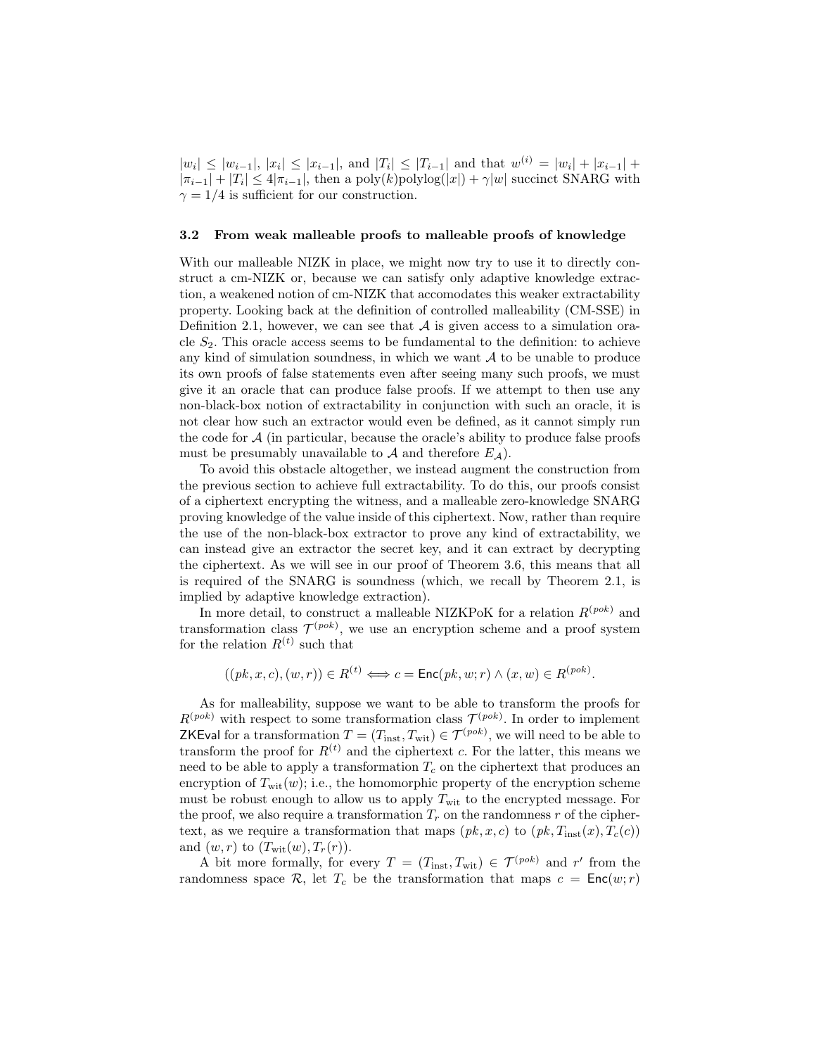$|w_i| \leq |w_{i-1}|$, $|x_i| \leq |x_{i-1}|$, and $|T_i| \leq |T_{i-1}|$ and that $w^{(i)} = |w_i| + |x_{i-1}| + |\pi_{i-1}| + |T_i| \leq 4|\pi_{i-1}|$, then a $\text{poly}(k)\text{polylog}(|x|) + \gamma|w|$ succinct SNARG with $\gamma = 1/4$ is sufficient for our construction.

### 3.2 From weak malleable proofs to malleable proofs of knowledge

With our malleable NIZK in place, we might now try to use it to directly construct a cm-NIZK or, because we can satisfy only adaptive knowledge extraction, a weakened notion of cm-NIZK that accomodates this weaker extractability property. Looking back at the definition of controlled malleability (CM-SSE) in Definition 2.1, however, we can see that $\mathcal{A}$ is given access to a simulation oracle $S_2$. This oracle access seems to be fundamental to the definition: to achieve any kind of simulation soundness, in which we want $\mathcal{A}$ to be unable to produce its own proofs of false statements even after seeing many such proofs, we must give it an oracle that can produce false proofs. If we attempt to then use any non-black-box notion of extractability in conjunction with such an oracle, it is not clear how such an extractor would even be defined, as it cannot simply run the code for $\mathcal{A}$ (in particular, because the oracle's ability to produce false proofs must be presumably unavailable to $\mathcal{A}$ and therefore $E_{\mathcal{A}}$).

To avoid this obstacle altogether, we instead augment the construction from the previous section to achieve full extractability. To do this, our proofs consist of a ciphertext encrypting the witness, and a malleable zero-knowledge SNARG proving knowledge of the value inside of this ciphertext. Now, rather than require the use of the non-black-box extractor to prove any kind of extractability, we can instead give an extractor the secret key, and it can extract by decrypting the ciphertext. As we will see in our proof of Theorem 3.6, this means that all is required of the SNARG is soundness (which, we recall by Theorem 2.1, is implied by adaptive knowledge extraction).

In more detail, to construct a malleable NIZKPoK for a relation $R^{(pok)}$ and transformation class $\mathcal{T}^{(pok)}$, we use an encryption scheme and a proof system for the relation $R^{(t)}$ such that

$$((pk, x, c), (w, r)) \in R^{(t)} \iff c = \mathsf{Enc}(pk, w; r) \wedge (x, w) \in R^{(pok)}.$$

As for malleability, suppose we want to be able to transform the proofs for $R^{(pok)}$ with respect to some transformation class $\mathcal{T}^{(pok)}$. In order to implement $\mathsf{ZKEval}$ for a transformation $T = (T_{\text{inst}}, T_{\text{wit}}) \in \mathcal{T}^{(pok)}$, we will need to be able to transform the proof for $R^{(t)}$ and the ciphertext $c$. For the latter, this means we need to be able to apply a transformation $T_c$ on the ciphertext that produces an encryption of $T_{\text{wit}}(w)$; i.e., the homomorphic property of the encryption scheme must be robust enough to allow us to apply $T_{\text{wit}}$ to the encrypted message. For the proof, we also require a transformation $T_r$ on the randomness $r$ of the ciphertext, as we require a transformation that maps $(pk, x, c)$ to $(pk, T_{\text{inst}}(x), T_c(c))$ and $(w, r)$ to $(T_{\text{wit}}(w), T_r(r))$.

A bit more formally, for every $T = (T_{\text{inst}}, T_{\text{wit}}) \in \mathcal{T}^{(pok)}$ and $r'$ from the randomness space $\mathcal{R}$, let $T_c$ be the transformation that maps $c = \mathsf{Enc}(w; r)$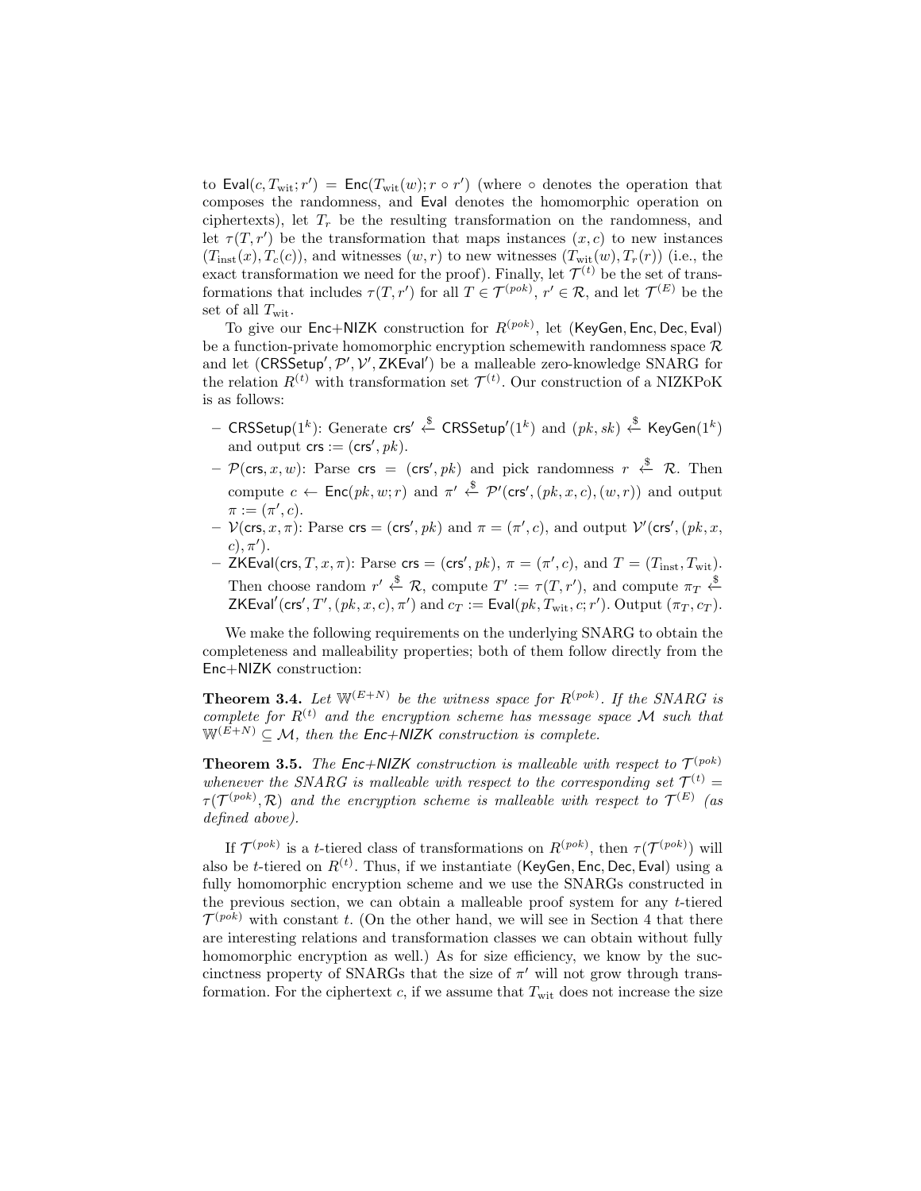to $\mathsf{Eval}(c, T_{\mathrm{wit}}; r') = \mathsf{Enc}(T_{\mathrm{wit}}(w); r \circ r')$ (where $\circ$ denotes the operation that composes the randomness, and $\mathsf{Eval}$ denotes the homomorphic operation on ciphertexts), let $T_r$ be the resulting transformation on the randomness, and let $\tau(T, r')$ be the transformation that maps instances $(x, c)$ to new instances $(T_{\mathrm{inst}}(x), T_c(c))$, and witnesses $(w, r)$ to new witnesses $(T_{\mathrm{wit}}(w), T_r(r))$ (i.e., the exact transformation we need for the proof). Finally, let $\mathcal{T}^{(t)}$ be the set of transformations that includes $\tau(T, r')$ for all $T \in \mathcal{T}^{(pok)}$, $r' \in \mathcal{R}$, and let $\mathcal{T}^{(E)}$ be the set of all $T_{\mathrm{wit}}$.

To give our Enc+NIZK construction for $R^{(pok)}$, let $(\mathsf{KeyGen}, \mathsf{Enc}, \mathsf{Dec}, \mathsf{Eval})$ be a function-private homomorphic encryption schemewith randomness space $\mathcal{R}$ and let $(\mathsf{CRSSetup}', \mathcal{P}', \mathcal{V}', \mathsf{ZKEval}')$ be a malleable zero-knowledge SNARG for the relation $R^{(t)}$ with transformation set $\mathcal{T}^{(t)}$. Our construction of a NIZKPoK is as follows:

- $\mathsf{CRSSetup}(1^k)$: Generate $\mathsf{crs}' \xleftarrow{\$} \mathsf{CRSSetup}'(1^k)$ and $(pk, sk) \xleftarrow{\$} \mathsf{KeyGen}(1^k)$ and output $\mathsf{crs} := (\mathsf{crs}', pk)$.
- $\mathcal{P}(\mathsf{crs}, x, w)$: Parse $\mathsf{crs} = (\mathsf{crs}', pk)$ and pick randomness $r \xleftarrow{\$} \mathcal{R}$. Then compute $c \leftarrow \mathsf{Enc}(pk, w; r)$ and $\pi' \xleftarrow{\$} \mathcal{P}'(\mathsf{crs}', (pk, x, c), (w, r))$ and output $\pi := (\pi', c)$.
- $\mathcal{V}(\mathsf{crs}, x, \pi)$: Parse $\mathsf{crs} = (\mathsf{crs}', pk)$ and $\pi = (\pi', c)$, and output $\mathcal{V}'(\mathsf{crs}', (pk, x, c), \pi')$.
- $\mathsf{ZKEval}(\mathsf{crs}, T, x, \pi)$: Parse $\mathsf{crs} = (\mathsf{crs}', pk)$, $\pi = (\pi', c)$, and $T = (T_{\mathrm{inst}}, T_{\mathrm{wit}})$. Then choose random $r' \xleftarrow{\$} \mathcal{R}$, compute $T' := \tau(T, r')$, and compute $\pi_T \xleftarrow{\$} \mathsf{ZKEval}'(\mathsf{crs}', T', (pk, x, c), \pi')$ and $c_T := \mathsf{Eval}(pk, T_{\mathrm{wit}}, c; r')$. Output $(\pi_T, c_T)$.

We make the following requirements on the underlying SNARG to obtain the completeness and malleability properties; both of them follow directly from the Enc+NIZK construction:

**Theorem 3.4.** *Let $\mathbb{W}^{(E+N)}$ be the witness space for $R^{(pok)}$. If the SNARG is complete for $R^{(t)}$ and the encryption scheme has message space $\mathcal{M}$ such that $\mathbb{W}^{(E+N)} \subseteq \mathcal{M}$, then the Enc+NIZK construction is complete.*

**Theorem 3.5.** *The Enc+NIZK construction is malleable with respect to $\mathcal{T}^{(pok)}$ whenever the SNARG is malleable with respect to the corresponding set $\mathcal{T}^{(t)} = \tau(\mathcal{T}^{(pok)}, \mathcal{R})$ and the encryption scheme is malleable with respect to $\mathcal{T}^{(E)}$ (as defined above).*

If $\mathcal{T}^{(pok)}$ is a $t$-tiered class of transformations on $R^{(pok)}$, then $\tau(\mathcal{T}^{(pok)})$ will also be $t$-tiered on $R^{(t)}$. Thus, if we instantiate $(\mathsf{KeyGen}, \mathsf{Enc}, \mathsf{Dec}, \mathsf{Eval})$ using a fully homomorphic encryption scheme and we use the SNARGs constructed in the previous section, we can obtain a malleable proof system for any $t$-tiered $\mathcal{T}^{(pok)}$ with constant $t$. (On the other hand, we will see in Section 4 that there are interesting relations and transformation classes we can obtain without fully homomorphic encryption as well.) As for size efficiency, we know by the succinctness property of SNARGs that the size of $\pi'$ will not grow through transformation. For the ciphertext $c$, if we assume that $T_{\mathrm{wit}}$ does not increase the size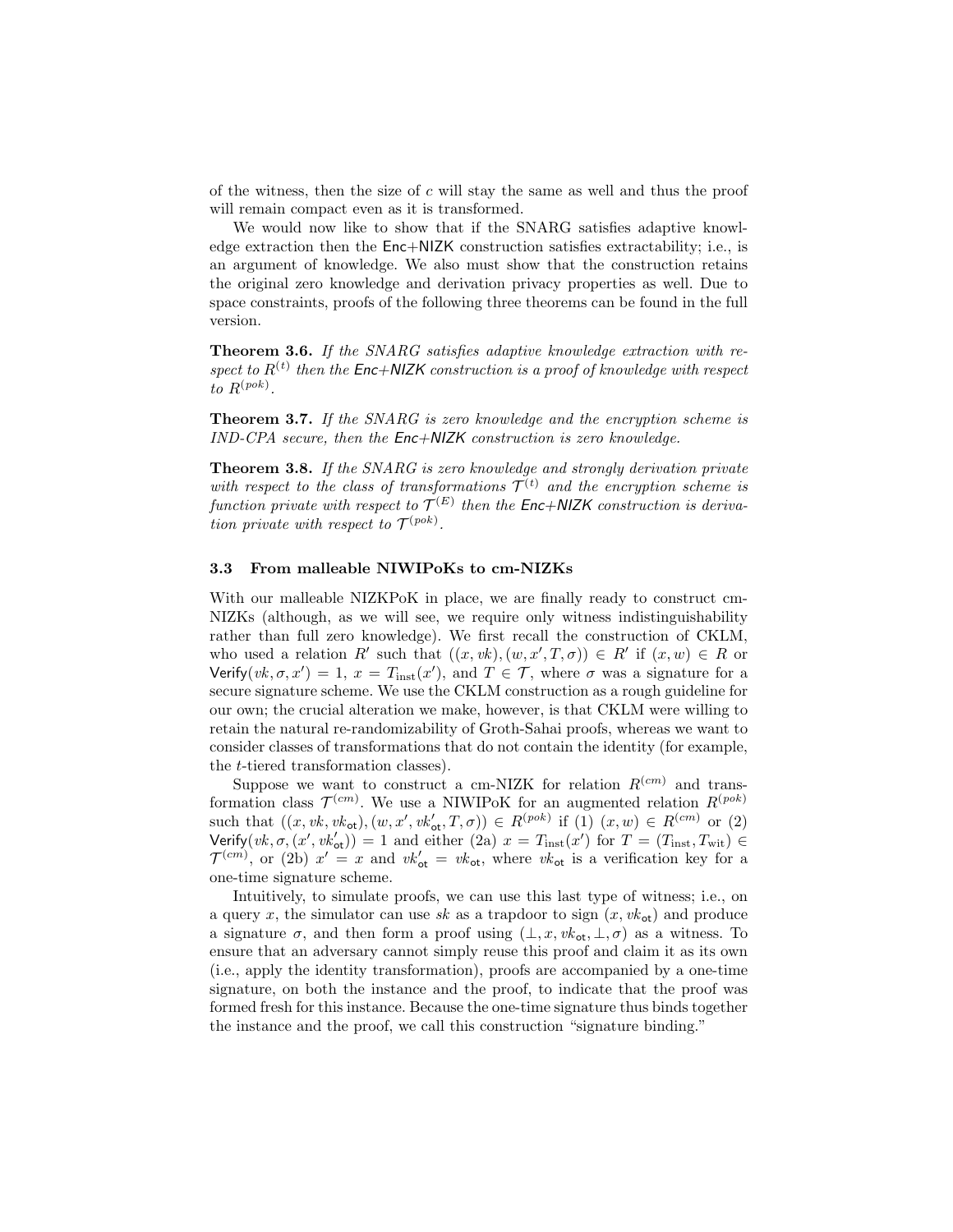of the witness, then the size of $c$ will stay the same as well and thus the proof will remain compact even as it is transformed.

We would now like to show that if the SNARG satisfies adaptive knowledge extraction then the Enc+NIZK construction satisfies extractability; i.e., is an argument of knowledge. We also must show that the construction retains the original zero knowledge and derivation privacy properties as well. Due to space constraints, proofs of the following three theorems can be found in the full version.

**Theorem 3.6.** *If the SNARG satisfies adaptive knowledge extraction with respect to $R^{(t)}$ then the Enc+NIZK construction is a proof of knowledge with respect to $R^{(pok)}$.*

**Theorem 3.7.** *If the SNARG is zero knowledge and the encryption scheme is IND-CPA secure, then the Enc+NIZK construction is zero knowledge.*

**Theorem 3.8.** *If the SNARG is zero knowledge and strongly derivation private with respect to the class of transformations $\mathcal{T}^{(t)}$ and the encryption scheme is function private with respect to $\mathcal{T}^{(E)}$ then the Enc+NIZK construction is derivation private with respect to $\mathcal{T}^{(pok)}$.*

### 3.3 From malleable NIWIPoKs to cm-NIZKs

With our malleable NIZKPoK in place, we are finally ready to construct cm-NIZKs (although, as we will see, we require only witness indistinguishability rather than full zero knowledge). We first recall the construction of CKLM, who used a relation $R'$ such that $((x, vk), (w, x', T, \sigma)) \in R'$ if $(x, w) \in R$ or $\mathsf{Verify}(vk, \sigma, x') = 1$, $x = T_{\text{inst}}(x')$, and $T \in \mathcal{T}$, where $\sigma$ was a signature for a secure signature scheme. We use the CKLM construction as a rough guideline for our own; the crucial alteration we make, however, is that CKLM were willing to retain the natural re-randomizability of Groth-Sahai proofs, whereas we want to consider classes of transformations that do not contain the identity (for example, the $t$-tiered transformation classes).

Suppose we want to construct a cm-NIZK for relation $R^{(cm)}$ and transformation class $\mathcal{T}^{(cm)}$. We use a NIWIPoK for an augmented relation $R^{(pok)}$ such that $((x, vk, vk_{\mathsf{ot}}), (w, x', vk'_{\mathsf{ot}}, T, \sigma)) \in R^{(pok)}$ if (1) $(x, w) \in R^{(cm)}$ or (2) $\mathsf{Verify}(vk, \sigma, (x', vk'_{\mathsf{ot}})) = 1$ and either (2a) $x = T_{\text{inst}}(x')$ for $T = (T_{\text{inst}}, T_{\text{wit}}) \in \mathcal{T}^{(cm)}$, or (2b) $x' = x$ and $vk'_{\mathsf{ot}} = vk_{\mathsf{ot}}$, where $vk_{\mathsf{ot}}$ is a verification key for a one-time signature scheme.

Intuitively, to simulate proofs, we can use this last type of witness; i.e., on a query $x$, the simulator can use $sk$ as a trapdoor to sign $(x, vk_{\mathsf{ot}})$ and produce a signature $\sigma$, and then form a proof using $(\bot, x, vk_{\mathsf{ot}}, \bot, \sigma)$ as a witness. To ensure that an adversary cannot simply reuse this proof and claim it as its own (i.e., apply the identity transformation), proofs are accompanied by a one-time signature, on both the instance and the proof, to indicate that the proof was formed fresh for this instance. Because the one-time signature thus binds together the instance and the proof, we call this construction "signature binding."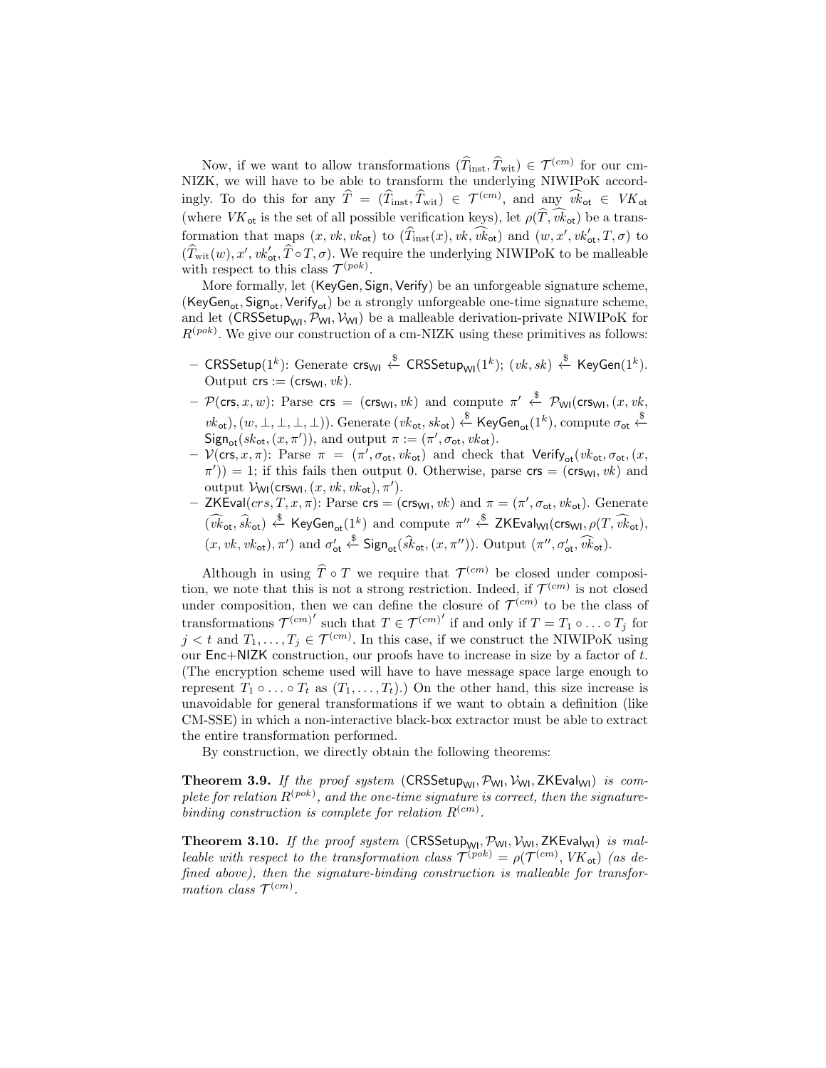Now, if we want to allow transformations $(\widehat{T}_{\text{inst}}, \widehat{T}_{\text{wit}}) \in \mathcal{T}^{(cm)}$ for our cm-NIZK, we will have to be able to transform the underlying NIWIPoK accordingly. To do this for any $\widehat{T} = (\widehat{T}_{\text{inst}}, \widehat{T}_{\text{wit}}) \in \mathcal{T}^{(cm)}$, and any $\widehat{vk}_{\mathsf{ot}} \in VK_{\mathsf{ot}}$ (where $VK_{\mathsf{ot}}$ is the set of all possible verification keys), let $\rho(\widehat{T}, \widehat{vk}_{\mathsf{ot}})$ be a transformation that maps $(x, vk, vk_{\mathsf{ot}})$ to $(\widehat{T}_{\text{inst}}(x), vk, \widehat{vk}_{\mathsf{ot}})$ and $(w, x', vk'_{\mathsf{ot}}, T, \sigma)$ to $(\widehat{T}_{\text{wit}}(w), x', vk'_{\mathsf{ot}}, \widehat{T} \circ T, \sigma)$. We require the underlying NIWIPoK to be malleable with respect to this class $\mathcal{T}^{(pok)}$.

More formally, let $(\mathsf{KeyGen}, \mathsf{Sign}, \mathsf{Verify})$ be an unforgeable signature scheme, $(\mathsf{KeyGen}_{\mathsf{ot}}, \mathsf{Sign}_{\mathsf{ot}}, \mathsf{Verify}_{\mathsf{ot}})$ be a strongly unforgeable one-time signature scheme, and let $(\mathsf{CRSSetup}_{\mathsf{WI}}, \mathcal{P}_{\mathsf{WI}}, \mathcal{V}_{\mathsf{WI}})$ be a malleable derivation-private NIWIPoK for $R^{(pok)}$. We give our construction of a cm-NIZK using these primitives as follows:

- $\mathsf{CRSSetup}(1^k)$: Generate $\mathsf{crs}_{\mathsf{WI}} \xleftarrow{\$} \mathsf{CRSSetup}_{\mathsf{WI}}(1^k)$; $(vk, sk) \xleftarrow{\$} \mathsf{KeyGen}(1^k)$. Output $\mathsf{crs} := (\mathsf{crs}_{\mathsf{WI}}, vk)$.
- $\mathcal{P}(\mathsf{crs}, x, w)$: Parse $\mathsf{crs} = (\mathsf{crs}_{\mathsf{WI}}, vk)$ and compute $\pi' \xleftarrow{\$} \mathcal{P}_{\mathsf{WI}}(\mathsf{crs}_{\mathsf{WI}}, (x, vk, vk_{\mathsf{ot}}), (w, \bot, \bot, \bot, \bot))$. Generate $(vk_{\mathsf{ot}}, sk_{\mathsf{ot}}) \xleftarrow{\$} \mathsf{KeyGen}_{\mathsf{ot}}(1^k)$, compute $\sigma_{\mathsf{ot}} \xleftarrow{\$} \mathsf{Sign}_{\mathsf{ot}}(sk_{\mathsf{ot}}, (x, \pi'))$, and output $\pi := (\pi', \sigma_{\mathsf{ot}}, vk_{\mathsf{ot}})$.
- $\mathcal{V}(\mathsf{crs}, x, \pi)$: Parse $\pi = (\pi', \sigma_{\mathsf{ot}}, vk_{\mathsf{ot}})$ and check that $\mathsf{Verify}_{\mathsf{ot}}(vk_{\mathsf{ot}}, \sigma_{\mathsf{ot}}, (x, \pi')) = 1$; if this fails then output 0. Otherwise, parse $\mathsf{crs} = (\mathsf{crs}_{\mathsf{WI}}, vk)$ and output $\mathcal{V}_{\mathsf{WI}}(\mathsf{crs}_{\mathsf{WI}}, (x, vk, vk_{\mathsf{ot}}), \pi')$.
- $\mathsf{ZKEval}(crs, T, x, \pi)$: Parse $\mathsf{crs} = (\mathsf{crs}_{\mathsf{WI}}, vk)$ and $\pi = (\pi', \sigma_{\mathsf{ot}}, vk_{\mathsf{ot}})$. Generate $(\widehat{vk}_{\mathsf{ot}}, \widehat{sk}_{\mathsf{ot}}) \xleftarrow{\$} \mathsf{KeyGen}_{\mathsf{ot}}(1^k)$ and compute $\pi'' \xleftarrow{\$} \mathsf{ZKEval}_{\mathsf{WI}}(\mathsf{crs}_{\mathsf{WI}}, \rho(T, \widehat{vk}_{\mathsf{ot}}), (x, vk, vk_{\mathsf{ot}}), \pi')$ and $\sigma'_{\mathsf{ot}} \xleftarrow{\$} \mathsf{Sign}_{\mathsf{ot}}(\widehat{sk}_{\mathsf{ot}}, (x, \pi''))$. Output $(\pi'', \sigma'_{\mathsf{ot}}, \widehat{vk}_{\mathsf{ot}})$.

Although in using $\widehat{T} \circ T$ we require that $\mathcal{T}^{(cm)}$ be closed under composition, we note that this is not a strong restriction. Indeed, if $\mathcal{T}^{(cm)}$ is not closed under composition, then we can define the closure of $\mathcal{T}^{(cm)}$ to be the class of transformations ${\mathcal{T}^{(cm)}}'$ such that $T \in {\mathcal{T}^{(cm)}}'$ if and only if $T = T_1 \circ \ldots \circ T_j$ for $j < t$ and $T_1, \ldots, T_j \in \mathcal{T}^{(cm)}$. In this case, if we construct the NIWIPoK using our Enc+NIZK construction, our proofs have to increase in size by a factor of $t$. (The encryption scheme used will have to have message space large enough to represent $T_1 \circ \ldots \circ T_t$ as $(T_1, \ldots, T_t)$.) On the other hand, this size increase is unavoidable for general transformations if we want to obtain a definition (like CM-SSE) in which a non-interactive black-box extractor must be able to extract the entire transformation performed.

By construction, we directly obtain the following theorems:

**Theorem 3.9.** *If the proof system* $(\mathsf{CRSSetup}_{\mathsf{WI}}, \mathcal{P}_{\mathsf{WI}}, \mathcal{V}_{\mathsf{WI}}, \mathsf{ZKEval}_{\mathsf{WI}})$ *is complete for relation* $R^{(pok)}$*, and the one-time signature is correct, then the signature-binding construction is complete for relation* $R^{(cm)}$*.*

**Theorem 3.10.** *If the proof system* $(\mathsf{CRSSetup}_{\mathsf{WI}}, \mathcal{P}_{\mathsf{WI}}, \mathcal{V}_{\mathsf{WI}}, \mathsf{ZKEval}_{\mathsf{WI}})$ *is malleable with respect to the transformation class* $\mathcal{T}^{(pok)} = \rho(\mathcal{T}^{(cm)}, VK_{\mathsf{ot}})$ *(as defined above), then the signature-binding construction is malleable for transformation class* $\mathcal{T}^{(cm)}$*.*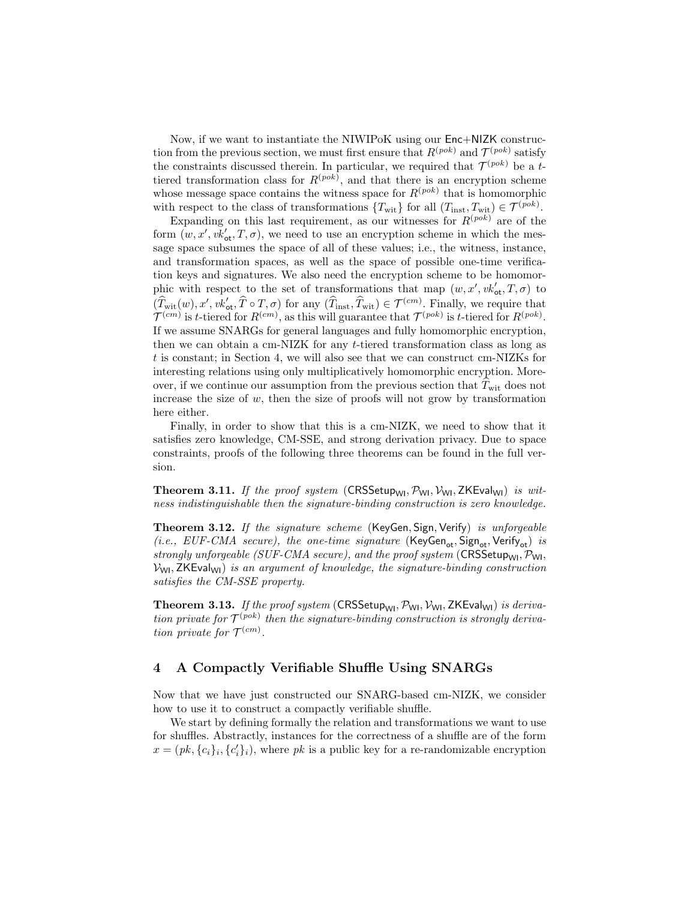Now, if we want to instantiate the NIWIPoK using our $\mathsf{Enc}{+}\mathsf{NIZK}$ construction from the previous section, we must first ensure that $R^{(pok)}$ and $\mathcal{T}^{(pok)}$ satisfy the constraints discussed therein. In particular, we required that $\mathcal{T}^{(pok)}$ be a $t$-tiered transformation class for $R^{(pok)}$, and that there is an encryption scheme whose message space contains the witness space for $R^{(pok)}$ that is homomorphic with respect to the class of transformations $\{T_{\text{wit}}\}$ for all $(T_{\text{inst}}, T_{\text{wit}}) \in \mathcal{T}^{(pok)}$.

Expanding on this last requirement, as our witnesses for $R^{(pok)}$ are of the form $(w, x', vk'_{\mathsf{ot}}, T, \sigma)$, we need to use an encryption scheme in which the message space subsumes the space of all of these values; i.e., the witness, instance, and transformation spaces, as well as the space of possible one-time verification keys and signatures. We also need the encryption scheme to be homomorphic with respect to the set of transformations that map $(w, x', vk'_{\mathsf{ot}}, T, \sigma)$ to $(\widehat{T}_{\text{wit}}(w), x', vk'_{\mathsf{ot}}, \widehat{T} \circ T, \sigma)$ for any $(\widehat{T}_{\text{inst}}, \widehat{T}_{\text{wit}}) \in \mathcal{T}^{(cm)}$. Finally, we require that $\mathcal{T}^{(cm)}$ is $t$-tiered for $R^{(cm)}$, as this will guarantee that $\mathcal{T}^{(pok)}$ is $t$-tiered for $R^{(pok)}$. If we assume SNARGs for general languages and fully homomorphic encryption, then we can obtain a cm-NIZK for any $t$-tiered transformation class as long as $t$ is constant; in Section 4, we will also see that we can construct cm-NIZKs for interesting relations using only multiplicatively homomorphic encryption. Moreover, if we continue our assumption from the previous section that $\widehat{T}_{\text{wit}}$ does not increase the size of $w$, then the size of proofs will not grow by transformation here either.

Finally, in order to show that this is a cm-NIZK, we need to show that it satisfies zero knowledge, CM-SSE, and strong derivation privacy. Due to space constraints, proofs of the following three theorems can be found in the full version.

**Theorem 3.11.** *If the proof system* $(\mathsf{CRSSetup}_{\mathsf{WI}}, \mathcal{P}_{\mathsf{WI}}, \mathcal{V}_{\mathsf{WI}}, \mathsf{ZKEval}_{\mathsf{WI}})$ *is witness indistinguishable then the signature-binding construction is zero knowledge.*

**Theorem 3.12.** *If the signature scheme* $(\mathsf{KeyGen}, \mathsf{Sign}, \mathsf{Verify})$ *is unforgeable (i.e., EUF-CMA secure), the one-time signature* $(\mathsf{KeyGen}_{\mathsf{ot}}, \mathsf{Sign}_{\mathsf{ot}}, \mathsf{Verify}_{\mathsf{ot}})$ *is strongly unforgeable (SUF-CMA secure), and the proof system* $(\mathsf{CRSSetup}_{\mathsf{WI}}, \mathcal{P}_{\mathsf{WI}}, \mathcal{V}_{\mathsf{WI}}, \mathsf{ZKEval}_{\mathsf{WI}})$ *is an argument of knowledge, the signature-binding construction satisfies the CM-SSE property.*

**Theorem 3.13.** *If the proof system* $(\mathsf{CRSSetup}_{\mathsf{WI}}, \mathcal{P}_{\mathsf{WI}}, \mathcal{V}_{\mathsf{WI}}, \mathsf{ZKEval}_{\mathsf{WI}})$ *is derivation private for* $\mathcal{T}^{(pok)}$ *then the signature-binding construction is strongly derivation private for* $\mathcal{T}^{(cm)}$*.*

## 4 A Compactly Verifiable Shuffle Using SNARGs

Now that we have just constructed our SNARG-based cm-NIZK, we consider how to use it to construct a compactly verifiable shuffle.

We start by defining formally the relation and transformations we want to use for shuffles. Abstractly, instances for the correctness of a shuffle are of the form $x = (pk, \{c_i\}_i, \{c'_i\}_i)$, where $pk$ is a public key for a re-randomizable encryption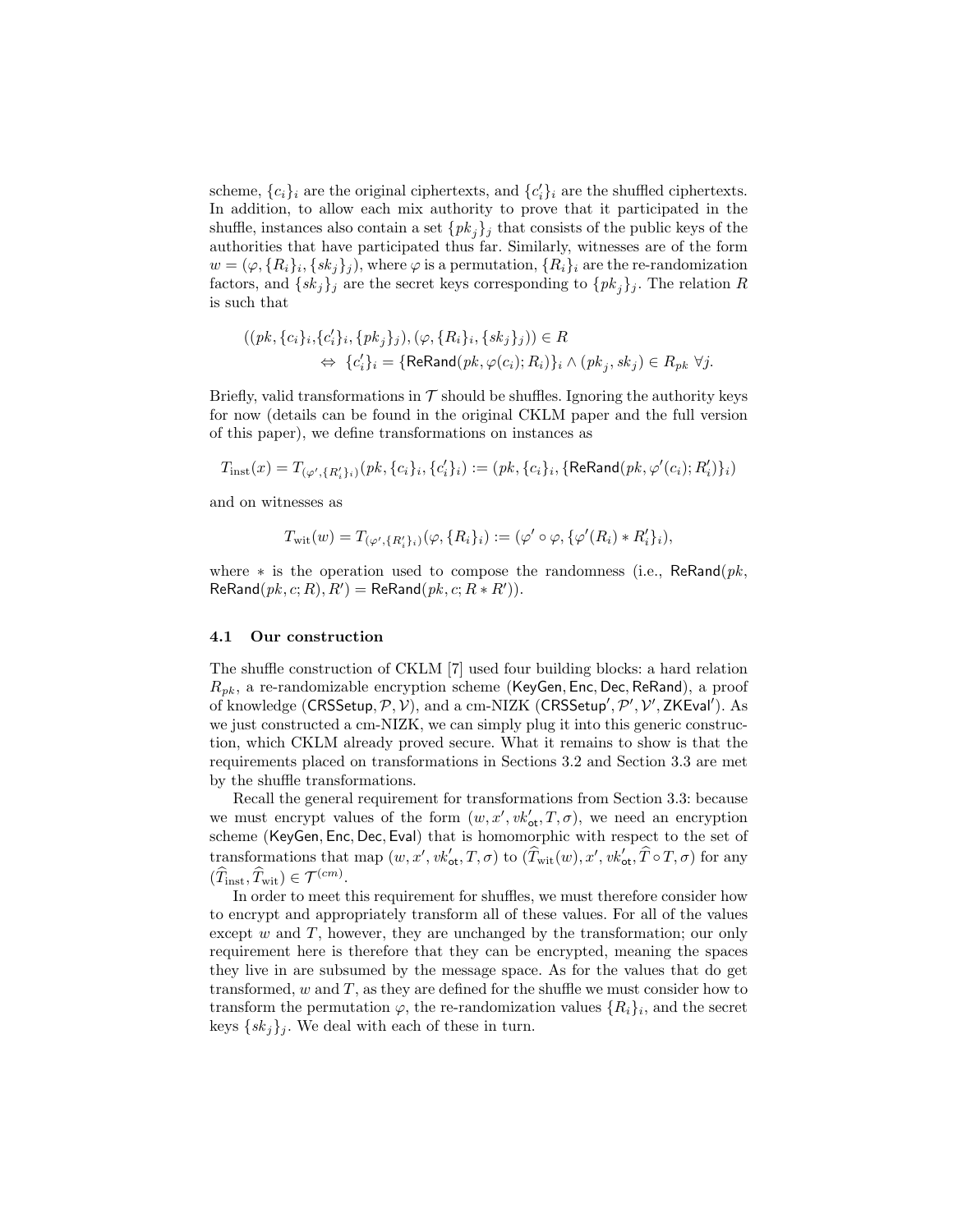scheme, $\{c_i\}_i$ are the original ciphertexts, and $\{c'_i\}_i$ are the shuffled ciphertexts. In addition, to allow each mix authority to prove that it participated in the shuffle, instances also contain a set $\{pk_j\}_j$ that consists of the public keys of the authorities that have participated thus far. Similarly, witnesses are of the form $w = (\varphi, \{R_i\}_i, \{sk_j\}_j)$, where $\varphi$ is a permutation, $\{R_i\}_i$ are the re-randomization factors, and $\{sk_j\}_j$ are the secret keys corresponding to $\{pk_j\}_j$. The relation $R$ is such that

$$((pk, \{c_i\}_i, \{c'_i\}_i, \{pk_j\}_j), (\varphi, \{R_i\}_i, \{sk_j\}_j)) \in R$$
$$\Leftrightarrow \ \{c'_i\}_i = \{\mathsf{ReRand}(pk, \varphi(c_i); R_i)\}_i \wedge (pk_j, sk_j) \in R_{pk} \ \forall j.$$

Briefly, valid transformations in $\mathcal{T}$ should be shuffles. Ignoring the authority keys for now (details can be found in the original CKLM paper and the full version of this paper), we define transformations on instances as

$$T_{\mathrm{inst}}(x) = T_{(\varphi', \{R'_i\}_i)}(pk, \{c_i\}_i, \{c'_i\}_i) := (pk, \{c_i\}_i, \{\mathsf{ReRand}(pk, \varphi'(c_i); R'_i)\}_i)$$

and on witnesses as

$$T_{\mathrm{wit}}(w) = T_{(\varphi', \{R'_i\}_i)}(\varphi, \{R_i\}_i) := (\varphi' \circ \varphi, \{\varphi'(R_i) * R'_i\}_i),$$

where $*$ is the operation used to compose the randomness (i.e., $\mathsf{ReRand}(pk, \mathsf{ReRand}(pk, c; R), R') = \mathsf{ReRand}(pk, c; R * R')$).

### 4.1 Our construction

The shuffle construction of CKLM [7] used four building blocks: a hard relation $R_{pk}$, a re-randomizable encryption scheme ($\mathsf{KeyGen}, \mathsf{Enc}, \mathsf{Dec}, \mathsf{ReRand}$), a proof of knowledge ($\mathsf{CRSSetup}, \mathcal{P}, \mathcal{V}$), and a cm-NIZK ($\mathsf{CRSSetup}', \mathcal{P}', \mathcal{V}', \mathsf{ZKEval}'$). As we just constructed a cm-NIZK, we can simply plug it into this generic construction, which CKLM already proved secure. What it remains to show is that the requirements placed on transformations in Sections 3.2 and Section 3.3 are met by the shuffle transformations.

Recall the general requirement for transformations from Section 3.3: because we must encrypt values of the form $(w, x', vk'_{\mathsf{ot}}, T, \sigma)$, we need an encryption scheme ($\mathsf{KeyGen}, \mathsf{Enc}, \mathsf{Dec}, \mathsf{Eval}$) that is homomorphic with respect to the set of transformations that map $(w, x', vk'_{\mathsf{ot}}, T, \sigma)$ to $(\widehat{T}_{\mathrm{wit}}(w), x', vk'_{\mathsf{ot}}, \widehat{T} \circ T, \sigma)$ for any $(\widehat{T}_{\mathrm{inst}}, \widehat{T}_{\mathrm{wit}}) \in \mathcal{T}^{(cm)}$.

In order to meet this requirement for shuffles, we must therefore consider how to encrypt and appropriately transform all of these values. For all of the values except $w$ and $T$, however, they are unchanged by the transformation; our only requirement here is therefore that they can be encrypted, meaning the spaces they live in are subsumed by the message space. As for the values that do get transformed, $w$ and $T$, as they are defined for the shuffle we must consider how to transform the permutation $\varphi$, the re-randomization values $\{R_i\}_i$, and the secret keys $\{sk_j\}_j$. We deal with each of these in turn.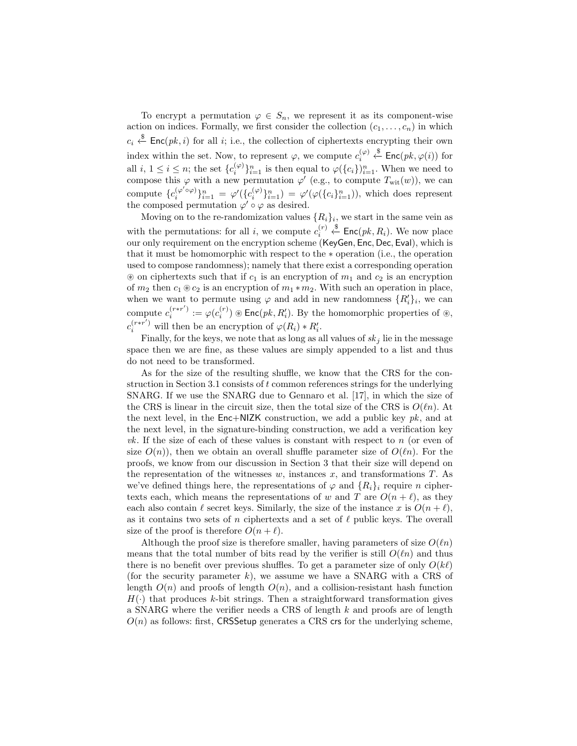To encrypt a permutation $\varphi \in S_n$, we represent it as its component-wise action on indices. Formally, we first consider the collection $(c_1, \ldots, c_n)$ in which $c_i \xleftarrow{\$} \mathsf{Enc}(pk, i)$ for all $i$; i.e., the collection of ciphertexts encrypting their own index within the set. Now, to represent $\varphi$, we compute $c_i^{(\varphi)} \xleftarrow{\$} \mathsf{Enc}(pk, \varphi(i))$ for all $i$, $1 \leq i \leq n$; the set $\{c_i^{(\varphi)}\}_{i=1}^n$ is then equal to $\varphi(\{c_i\})_{i=1}^n$. When we need to compose this $\varphi$ with a new permutation $\varphi'$ (e.g., to compute $T_{\text{wit}}(w)$), we can compute $\{c_i^{(\varphi' \circ \varphi)}\}_{i=1}^n = \varphi'(\{c_i^{(\varphi)}\}_{i=1}^n) = \varphi'(\varphi(\{c_i\}_{i=1}^n))$, which does represent the composed permutation $\varphi' \circ \varphi$ as desired.

Moving on to the re-randomization values $\{R_i\}_i$, we start in the same vein as with the permutations: for all $i$, we compute $c_i^{(r)} \xleftarrow{\$} \mathsf{Enc}(pk, R_i)$. We now place our only requirement on the encryption scheme ($\mathsf{KeyGen}, \mathsf{Enc}, \mathsf{Dec}, \mathsf{Eval}$), which is that it must be homomorphic with respect to the $*$ operation (i.e., the operation used to compose randomness); namely that there exist a corresponding operation $\circledast$ on ciphertexts such that if $c_1$ is an encryption of $m_1$ and $c_2$ is an encryption of $m_2$ then $c_1 \circledast c_2$ is an encryption of $m_1 * m_2$. With such an operation in place, when we want to permute using $\varphi$ and add in new randomness $\{R_i'\}_i$, we can compute $c_i^{(r*r')} := \varphi(c_i^{(r)}) \circledast \mathsf{Enc}(pk, R_i')$. By the homomorphic properties of $\circledast$, $c_i^{(r*r')}$ will then be an encryption of $\varphi(R_i) * R_i'$.

Finally, for the keys, we note that as long as all values of $sk_j$ lie in the message space then we are fine, as these values are simply appended to a list and thus do not need to be transformed.

As for the size of the resulting shuffle, we know that the CRS for the construction in Section 3.1 consists of $t$ common references strings for the underlying SNARG. If we use the SNARG due to Gennaro et al. [17], in which the size of the CRS is linear in the circuit size, then the total size of the CRS is $O(\ell n)$. At the next level, in the $\mathsf{Enc}$+$\mathsf{NIZK}$ construction, we add a public key $pk$, and at the next level, in the signature-binding construction, we add a verification key $vk$. If the size of each of these values is constant with respect to $n$ (or even of size $O(n)$), then we obtain an overall shuffle parameter size of $O(\ell n)$. For the proofs, we know from our discussion in Section 3 that their size will depend on the representation of the witnesses $w$, instances $x$, and transformations $T$. As we've defined things here, the representations of $\varphi$ and $\{R_i\}_i$ require $n$ ciphertexts each, which means the representations of $w$ and $T$ are $O(n + \ell)$, as they each also contain $\ell$ secret keys. Similarly, the size of the instance $x$ is $O(n + \ell)$, as it contains two sets of $n$ ciphertexts and a set of $\ell$ public keys. The overall size of the proof is therefore $O(n + \ell)$.

Although the proof size is therefore smaller, having parameters of size $O(\ell n)$ means that the total number of bits read by the verifier is still $O(\ell n)$ and thus there is no benefit over previous shuffles. To get a parameter size of only $O(k\ell)$ (for the security parameter $k$), we assume we have a SNARG with a CRS of length $O(n)$ and proofs of length $O(n)$, and a collision-resistant hash function $H(\cdot)$ that produces $k$-bit strings. Then a straightforward transformation gives a SNARG where the verifier needs a CRS of length $k$ and proofs are of length $O(n)$ as follows: first, $\mathsf{CRSSetup}$ generates a CRS $\mathsf{crs}$ for the underlying scheme,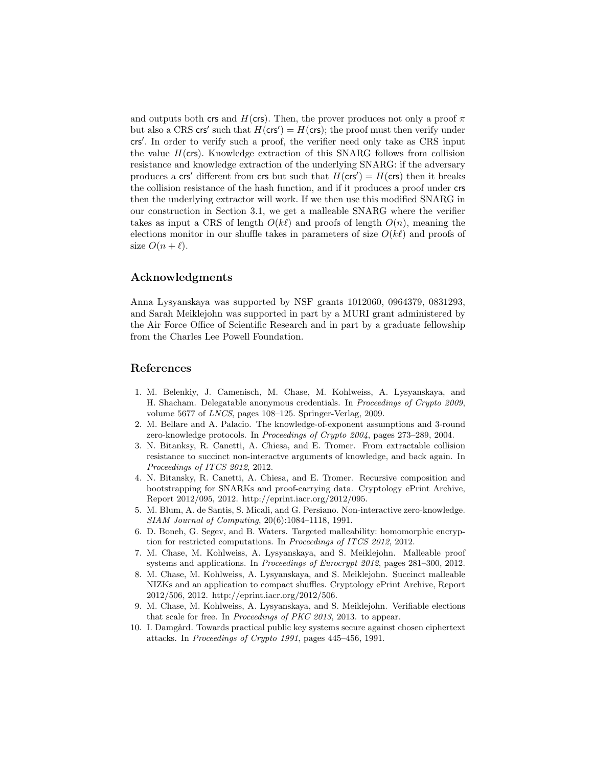and outputs both $\mathsf{crs}$ and $H(\mathsf{crs})$. Then, the prover produces not only a proof $\pi$ but also a CRS $\mathsf{crs}'$ such that $H(\mathsf{crs}') = H(\mathsf{crs})$; the proof must then verify under $\mathsf{crs}'$. In order to verify such a proof, the verifier need only take as CRS input the value $H(\mathsf{crs})$. Knowledge extraction of this SNARG follows from collision resistance and knowledge extraction of the underlying SNARG: if the adversary produces a $\mathsf{crs}'$ different from $\mathsf{crs}$ but such that $H(\mathsf{crs}') = H(\mathsf{crs})$ then it breaks the collision resistance of the hash function, and if it produces a proof under $\mathsf{crs}$ then the underlying extractor will work. If we then use this modified SNARG in our construction in Section 3.1, we get a malleable SNARG where the verifier takes as input a CRS of length $O(k\ell)$ and proofs of length $O(n)$, meaning the elections monitor in our shuffle takes in parameters of size $O(k\ell)$ and proofs of size $O(n + \ell)$.

## Acknowledgments

Anna Lysyanskaya was supported by NSF grants 1012060, 0964379, 0831293, and Sarah Meiklejohn was supported in part by a MURI grant administered by the Air Force Office of Scientific Research and in part by a graduate fellowship from the Charles Lee Powell Foundation.

## References

1. M. Belenkiy, J. Camenisch, M. Chase, M. Kohlweiss, A. Lysyanskaya, and H. Shacham. Delegatable anonymous credentials. In *Proceedings of Crypto 2009*, volume 5677 of *LNCS*, pages 108–125. Springer-Verlag, 2009.
2. M. Bellare and A. Palacio. The knowledge-of-exponent assumptions and 3-round zero-knowledge protocols. In *Proceedings of Crypto 2004*, pages 273–289, 2004.
3. N. Bitanksy, R. Canetti, A. Chiesa, and E. Tromer. From extractable collision resistance to succinct non-interactve arguments of knowledge, and back again. In *Proceedings of ITCS 2012*, 2012.
4. N. Bitansky, R. Canetti, A. Chiesa, and E. Tromer. Recursive composition and bootstrapping for SNARKs and proof-carrying data. Cryptology ePrint Archive, Report 2012/095, 2012. http://eprint.iacr.org/2012/095.
5. M. Blum, A. de Santis, S. Micali, and G. Persiano. Non-interactive zero-knowledge. *SIAM Journal of Computing*, 20(6):1084–1118, 1991.
6. D. Boneh, G. Segev, and B. Waters. Targeted malleability: homomorphic encryption for restricted computations. In *Proceedings of ITCS 2012*, 2012.
7. M. Chase, M. Kohlweiss, A. Lysyanskaya, and S. Meiklejohn. Malleable proof systems and applications. In *Proceedings of Eurocrypt 2012*, pages 281–300, 2012.
8. M. Chase, M. Kohlweiss, A. Lysyanskaya, and S. Meiklejohn. Succinct malleable NIZKs and an application to compact shuffles. Cryptology ePrint Archive, Report 2012/506, 2012. http://eprint.iacr.org/2012/506.
9. M. Chase, M. Kohlweiss, A. Lysyanskaya, and S. Meiklejohn. Verifiable elections that scale for free. In *Proceedings of PKC 2013*, 2013. to appear.
10. I. Damgård. Towards practical public key systems secure against chosen ciphertext attacks. In *Proceedings of Crypto 1991*, pages 445–456, 1991.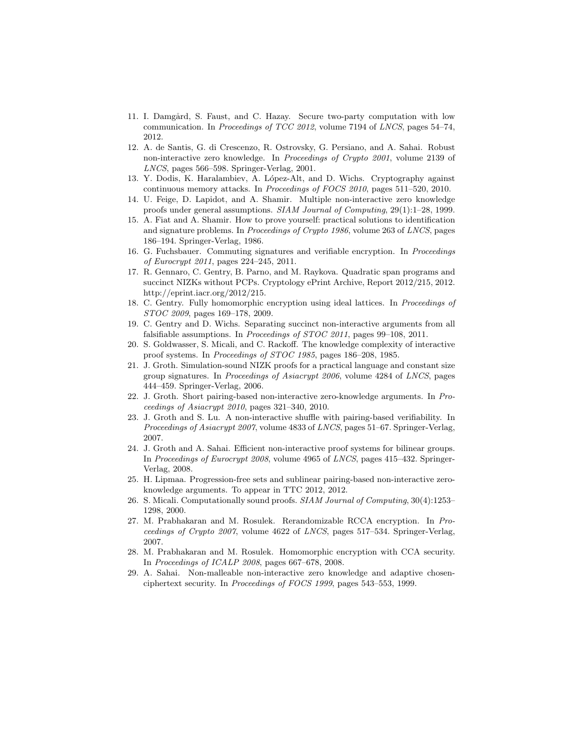11. I. Damgård, S. Faust, and C. Hazay. Secure two-party computation with low communication. In *Proceedings of TCC 2012*, volume 7194 of *LNCS*, pages 54–74, 2012.
12. A. de Santis, G. di Crescenzo, R. Ostrovsky, G. Persiano, and A. Sahai. Robust non-interactive zero knowledge. In *Proceedings of Crypto 2001*, volume 2139 of *LNCS*, pages 566–598. Springer-Verlag, 2001.
13. Y. Dodis, K. Haralambiev, A. López-Alt, and D. Wichs. Cryptography against continuous memory attacks. In *Proceedings of FOCS 2010*, pages 511–520, 2010.
14. U. Feige, D. Lapidot, and A. Shamir. Multiple non-interactive zero knowledge proofs under general assumptions. *SIAM Journal of Computing*, 29(1):1–28, 1999.
15. A. Fiat and A. Shamir. How to prove yourself: practical solutions to identification and signature problems. In *Proceedings of Crypto 1986*, volume 263 of *LNCS*, pages 186–194. Springer-Verlag, 1986.
16. G. Fuchsbauer. Commuting signatures and verifiable encryption. In *Proceedings of Eurocrypt 2011*, pages 224–245, 2011.
17. R. Gennaro, C. Gentry, B. Parno, and M. Raykova. Quadratic span programs and succinct NIZKs without PCPs. Cryptology ePrint Archive, Report 2012/215, 2012. http://eprint.iacr.org/2012/215.
18. C. Gentry. Fully homomorphic encryption using ideal lattices. In *Proceedings of STOC 2009*, pages 169–178, 2009.
19. C. Gentry and D. Wichs. Separating succinct non-interactive arguments from all falsifiable assumptions. In *Proceedings of STOC 2011*, pages 99–108, 2011.
20. S. Goldwasser, S. Micali, and C. Rackoff. The knowledge complexity of interactive proof systems. In *Proceedings of STOC 1985*, pages 186–208, 1985.
21. J. Groth. Simulation-sound NIZK proofs for a practical language and constant size group signatures. In *Proceedings of Asiacrypt 2006*, volume 4284 of *LNCS*, pages 444–459. Springer-Verlag, 2006.
22. J. Groth. Short pairing-based non-interactive zero-knowledge arguments. In *Proceedings of Asiacrypt 2010*, pages 321–340, 2010.
23. J. Groth and S. Lu. A non-interactive shuffle with pairing-based verifiability. In *Proceedings of Asiacrypt 2007*, volume 4833 of *LNCS*, pages 51–67. Springer-Verlag, 2007.
24. J. Groth and A. Sahai. Efficient non-interactive proof systems for bilinear groups. In *Proceedings of Eurocrypt 2008*, volume 4965 of *LNCS*, pages 415–432. Springer-Verlag, 2008.
25. H. Lipmaa. Progression-free sets and sublinear pairing-based non-interactive zero-knowledge arguments. To appear in TTC 2012, 2012.
26. S. Micali. Computationally sound proofs. *SIAM Journal of Computing*, 30(4):1253–1298, 2000.
27. M. Prabhakaran and M. Rosulek. Rerandomizable RCCA encryption. In *Proceedings of Crypto 2007*, volume 4622 of *LNCS*, pages 517–534. Springer-Verlag, 2007.
28. M. Prabhakaran and M. Rosulek. Homomorphic encryption with CCA security. In *Proceedings of ICALP 2008*, pages 667–678, 2008.
29. A. Sahai. Non-malleable non-interactive zero knowledge and adaptive chosen-ciphertext security. In *Proceedings of FOCS 1999*, pages 543–553, 1999.